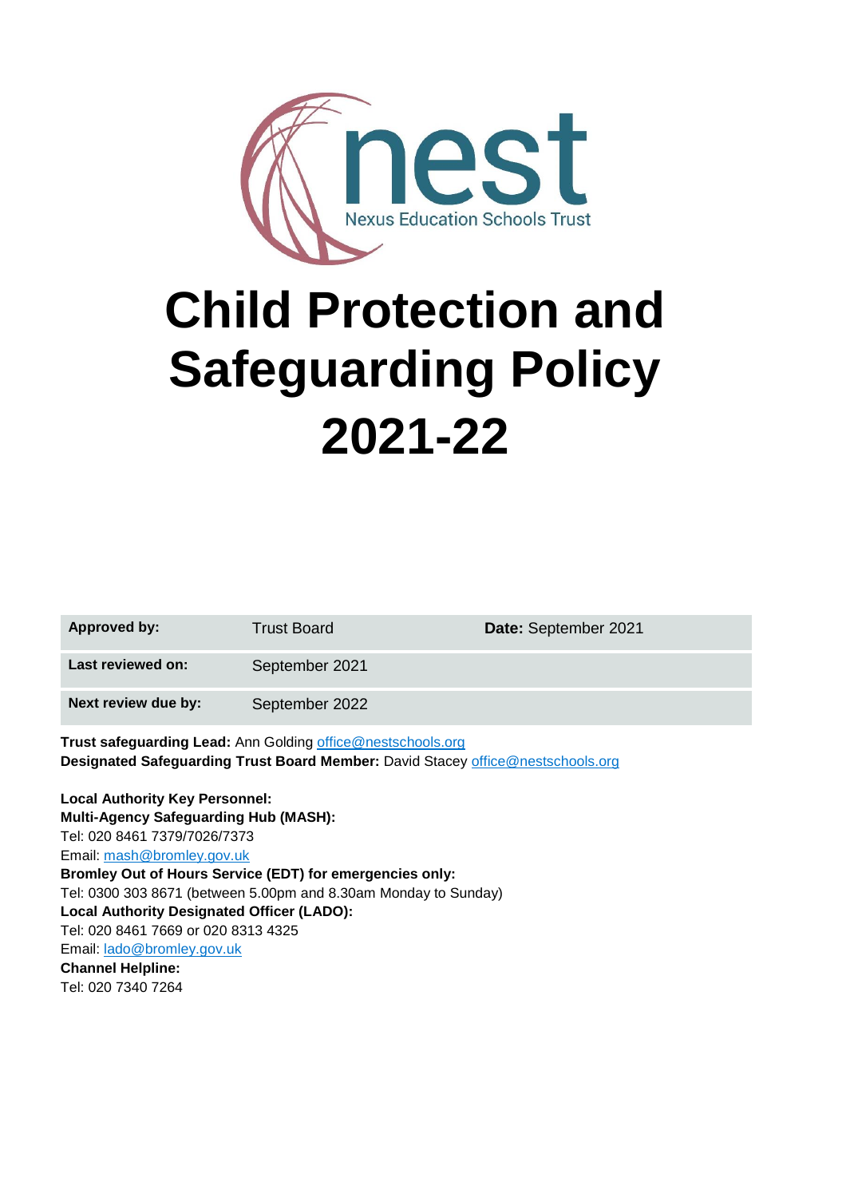nest

Nexus Education Schools Trust

# Child Protection and Safeguarding Policy 2021-22

| Approved by: | Trust Board | Date: September 2021 |
| --- | --- | --- |
| Last reviewed on: | September 2021 | |
| Next review due by: | September 2022 | |

**Trust safeguarding Lead:** Ann Golding office@nestschools.org
**Designated Safeguarding Trust Board Member:** David Stacey office@nestschools.org

**Local Authority Key Personnel:**
**Multi-Agency Safeguarding Hub (MASH):**
Tel: 020 8461 7379/7026/7373
Email: mash@bromley.gov.uk
**Bromley Out of Hours Service (EDT) for emergencies only:**
Tel: 0300 303 8671 (between 5.00pm and 8.30am Monday to Sunday)
**Local Authority Designated Officer (LADO):**
Tel: 020 8461 7669 or 020 8313 4325
Email: lado@bromley.gov.uk
**Channel Helpline:**
Tel: 020 7340 7264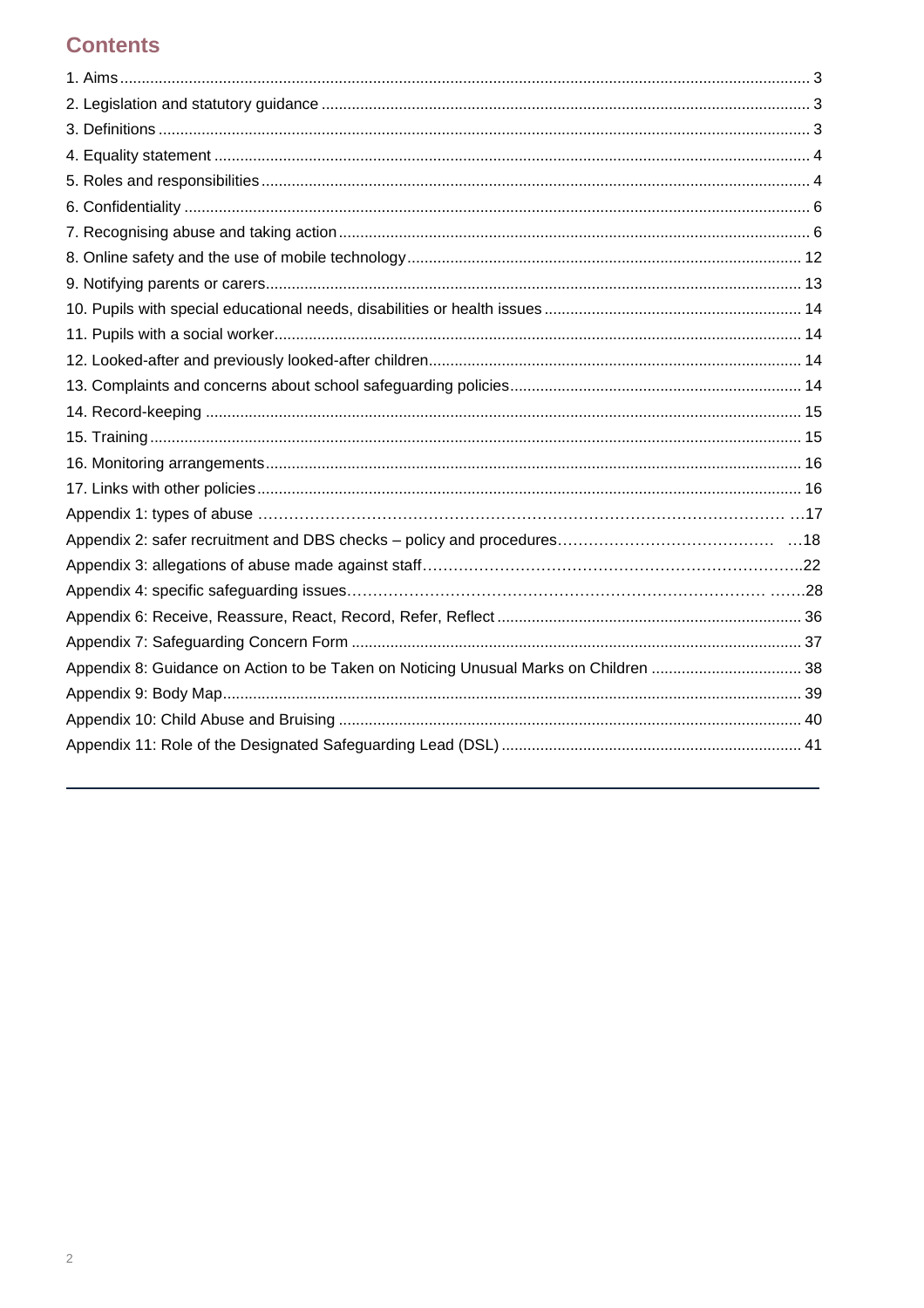## Contents

1. Aims ... 3
2. Legislation and statutory guidance ... 3
3. Definitions ... 3
4. Equality statement ... 4
5. Roles and responsibilities ... 4
6. Confidentiality ... 6
7. Recognising abuse and taking action ... 6
8. Online safety and the use of mobile technology ... 12
9. Notifying parents or carers ... 13
10. Pupils with special educational needs, disabilities or health issues ... 14
11. Pupils with a social worker ... 14
12. Looked-after and previously looked-after children ... 14
13. Complaints and concerns about school safeguarding policies ... 14
14. Record-keeping ... 15
15. Training ... 15
16. Monitoring arrangements ... 16
17. Links with other policies ... 16

Appendix 1: types of abuse ... 17
Appendix 2: safer recruitment and DBS checks – policy and procedures ... 18
Appendix 3: allegations of abuse made against staff ... 22
Appendix 4: specific safeguarding issues ... 28
Appendix 6: Receive, Reassure, React, Record, Refer, Reflect ... 36
Appendix 7: Safeguarding Concern Form ... 37
Appendix 8: Guidance on Action to be Taken on Noticing Unusual Marks on Children ... 38
Appendix 9: Body Map ... 39
Appendix 10: Child Abuse and Bruising ... 40
Appendix 11: Role of the Designated Safeguarding Lead (DSL) ... 41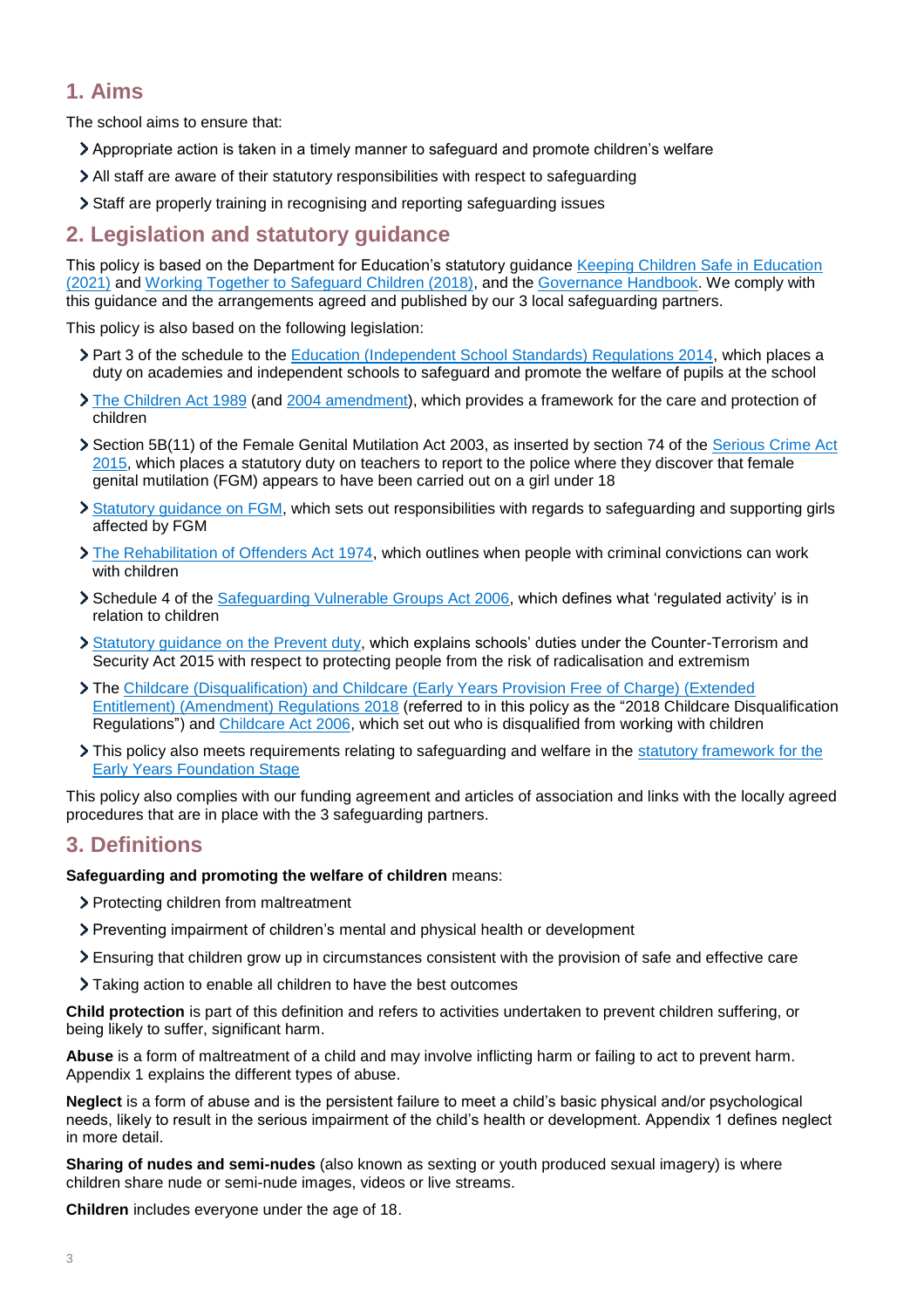## 1. Aims

The school aims to ensure that:

- Appropriate action is taken in a timely manner to safeguard and promote children's welfare
- All staff are aware of their statutory responsibilities with respect to safeguarding
- Staff are properly training in recognising and reporting safeguarding issues

## 2. Legislation and statutory guidance

This policy is based on the Department for Education's statutory guidance Keeping Children Safe in Education (2021) and Working Together to Safeguard Children (2018), and the Governance Handbook. We comply with this guidance and the arrangements agreed and published by our 3 local safeguarding partners.

This policy is also based on the following legislation:

- Part 3 of the schedule to the Education (Independent School Standards) Regulations 2014, which places a duty on academies and independent schools to safeguard and promote the welfare of pupils at the school
- The Children Act 1989 (and 2004 amendment), which provides a framework for the care and protection of children
- Section 5B(11) of the Female Genital Mutilation Act 2003, as inserted by section 74 of the Serious Crime Act 2015, which places a statutory duty on teachers to report to the police where they discover that female genital mutilation (FGM) appears to have been carried out on a girl under 18
- Statutory guidance on FGM, which sets out responsibilities with regards to safeguarding and supporting girls affected by FGM
- The Rehabilitation of Offenders Act 1974, which outlines when people with criminal convictions can work with children
- Schedule 4 of the Safeguarding Vulnerable Groups Act 2006, which defines what 'regulated activity' is in relation to children
- Statutory guidance on the Prevent duty, which explains schools' duties under the Counter-Terrorism and Security Act 2015 with respect to protecting people from the risk of radicalisation and extremism
- The Childcare (Disqualification) and Childcare (Early Years Provision Free of Charge) (Extended Entitlement) (Amendment) Regulations 2018 (referred to in this policy as the "2018 Childcare Disqualification Regulations") and Childcare Act 2006, which set out who is disqualified from working with children
- This policy also meets requirements relating to safeguarding and welfare in the statutory framework for the Early Years Foundation Stage

This policy also complies with our funding agreement and articles of association and links with the locally agreed procedures that are in place with the 3 safeguarding partners.

## 3. Definitions

**Safeguarding and promoting the welfare of children** means:

- Protecting children from maltreatment
- Preventing impairment of children's mental and physical health or development
- Ensuring that children grow up in circumstances consistent with the provision of safe and effective care
- Taking action to enable all children to have the best outcomes

**Child protection** is part of this definition and refers to activities undertaken to prevent children suffering, or being likely to suffer, significant harm.

**Abuse** is a form of maltreatment of a child and may involve inflicting harm or failing to act to prevent harm. Appendix 1 explains the different types of abuse.

**Neglect** is a form of abuse and is the persistent failure to meet a child's basic physical and/or psychological needs, likely to result in the serious impairment of the child's health or development. Appendix 1 defines neglect in more detail.

**Sharing of nudes and semi-nudes** (also known as sexting or youth produced sexual imagery) is where children share nude or semi-nude images, videos or live streams.

**Children** includes everyone under the age of 18.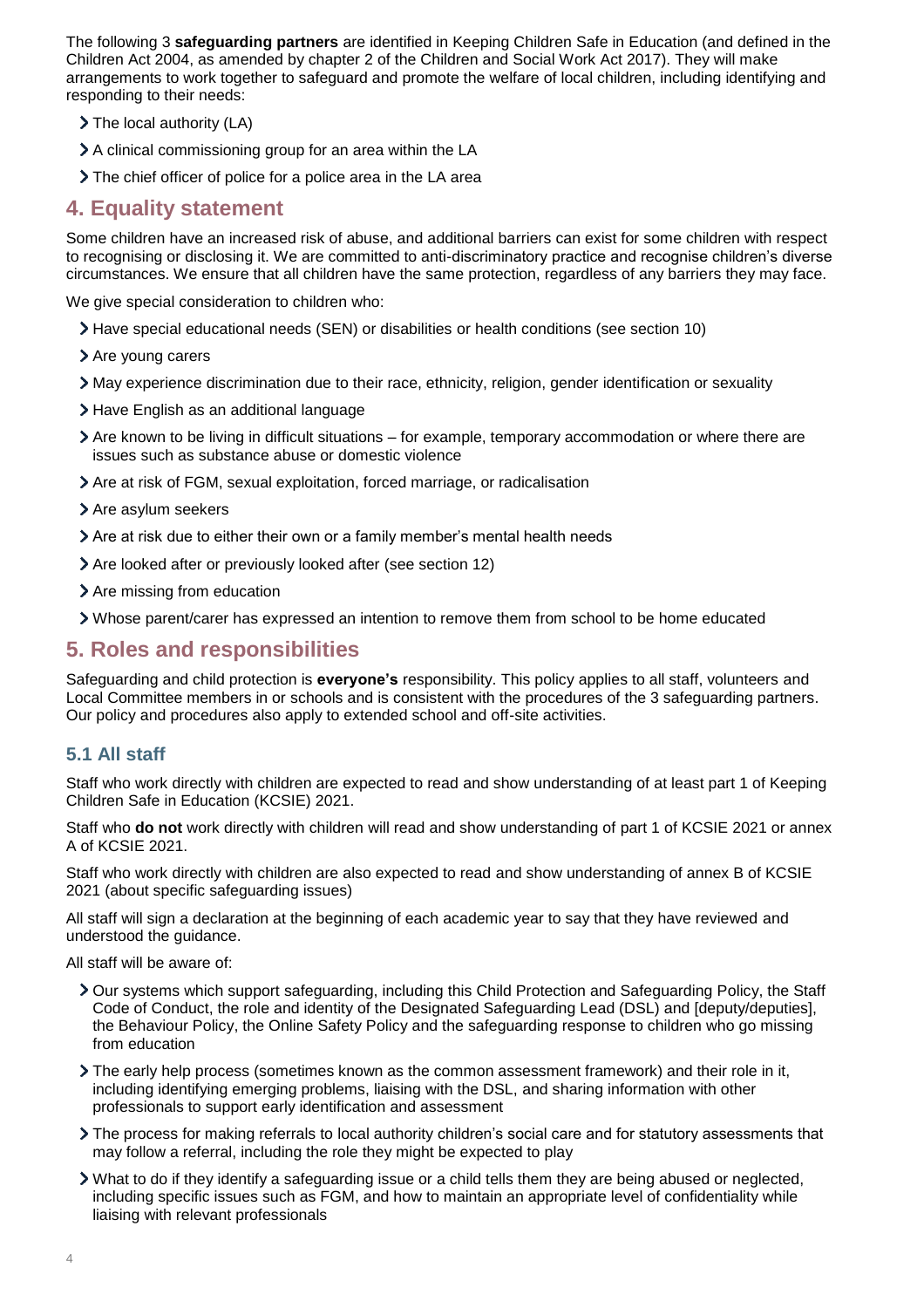The following 3 **safeguarding partners** are identified in Keeping Children Safe in Education (and defined in the Children Act 2004, as amended by chapter 2 of the Children and Social Work Act 2017). They will make arrangements to work together to safeguard and promote the welfare of local children, including identifying and responding to their needs:

- The local authority (LA)
- A clinical commissioning group for an area within the LA
- The chief officer of police for a police area in the LA area

## 4. Equality statement

Some children have an increased risk of abuse, and additional barriers can exist for some children with respect to recognising or disclosing it. We are committed to anti-discriminatory practice and recognise children's diverse circumstances. We ensure that all children have the same protection, regardless of any barriers they may face.

We give special consideration to children who:

- Have special educational needs (SEN) or disabilities or health conditions (see section 10)
- Are young carers
- May experience discrimination due to their race, ethnicity, religion, gender identification or sexuality
- Have English as an additional language
- Are known to be living in difficult situations – for example, temporary accommodation or where there are issues such as substance abuse or domestic violence
- Are at risk of FGM, sexual exploitation, forced marriage, or radicalisation
- Are asylum seekers
- Are at risk due to either their own or a family member's mental health needs
- Are looked after or previously looked after (see section 12)
- Are missing from education
- Whose parent/carer has expressed an intention to remove them from school to be home educated

## 5. Roles and responsibilities

Safeguarding and child protection is **everyone's** responsibility. This policy applies to all staff, volunteers and Local Committee members in or schools and is consistent with the procedures of the 3 safeguarding partners. Our policy and procedures also apply to extended school and off-site activities.

### 5.1 All staff

Staff who work directly with children are expected to read and show understanding of at least part 1 of Keeping Children Safe in Education (KCSIE) 2021.

Staff who **do not** work directly with children will read and show understanding of part 1 of KCSIE 2021 or annex A of KCSIE 2021.

Staff who work directly with children are also expected to read and show understanding of annex B of KCSIE 2021 (about specific safeguarding issues)

All staff will sign a declaration at the beginning of each academic year to say that they have reviewed and understood the guidance.

All staff will be aware of:

- Our systems which support safeguarding, including this Child Protection and Safeguarding Policy, the Staff Code of Conduct, the role and identity of the Designated Safeguarding Lead (DSL) and [deputy/deputies], the Behaviour Policy, the Online Safety Policy and the safeguarding response to children who go missing from education
- The early help process (sometimes known as the common assessment framework) and their role in it, including identifying emerging problems, liaising with the DSL, and sharing information with other professionals to support early identification and assessment
- The process for making referrals to local authority children's social care and for statutory assessments that may follow a referral, including the role they might be expected to play
- What to do if they identify a safeguarding issue or a child tells them they are being abused or neglected, including specific issues such as FGM, and how to maintain an appropriate level of confidentiality while liaising with relevant professionals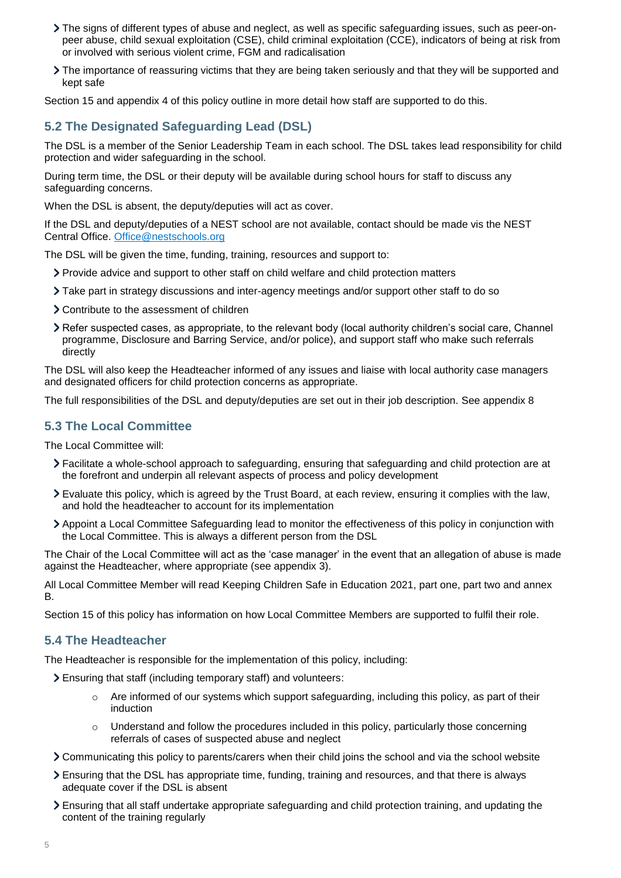- The signs of different types of abuse and neglect, as well as specific safeguarding issues, such as peer-on-peer abuse, child sexual exploitation (CSE), child criminal exploitation (CCE), indicators of being at risk from or involved with serious violent crime, FGM and radicalisation
- The importance of reassuring victims that they are being taken seriously and that they will be supported and kept safe

Section 15 and appendix 4 of this policy outline in more detail how staff are supported to do this.

## 5.2 The Designated Safeguarding Lead (DSL)

The DSL is a member of the Senior Leadership Team in each school. The DSL takes lead responsibility for child protection and wider safeguarding in the school.

During term time, the DSL or their deputy will be available during school hours for staff to discuss any safeguarding concerns.

When the DSL is absent, the deputy/deputies will act as cover.

If the DSL and deputy/deputies of a NEST school are not available, contact should be made vis the NEST Central Office. Office@nestschools.org

The DSL will be given the time, funding, training, resources and support to:

- Provide advice and support to other staff on child welfare and child protection matters
- Take part in strategy discussions and inter-agency meetings and/or support other staff to do so
- Contribute to the assessment of children
- Refer suspected cases, as appropriate, to the relevant body (local authority children's social care, Channel programme, Disclosure and Barring Service, and/or police), and support staff who make such referrals directly

The DSL will also keep the Headteacher informed of any issues and liaise with local authority case managers and designated officers for child protection concerns as appropriate.

The full responsibilities of the DSL and deputy/deputies are set out in their job description. See appendix 8

## 5.3 The Local Committee

The Local Committee will:

- Facilitate a whole-school approach to safeguarding, ensuring that safeguarding and child protection are at the forefront and underpin all relevant aspects of process and policy development
- Evaluate this policy, which is agreed by the Trust Board, at each review, ensuring it complies with the law, and hold the headteacher to account for its implementation
- Appoint a Local Committee Safeguarding lead to monitor the effectiveness of this policy in conjunction with the Local Committee. This is always a different person from the DSL

The Chair of the Local Committee will act as the 'case manager' in the event that an allegation of abuse is made against the Headteacher, where appropriate (see appendix 3).

All Local Committee Member will read Keeping Children Safe in Education 2021, part one, part two and annex B.

Section 15 of this policy has information on how Local Committee Members are supported to fulfil their role.

## 5.4 The Headteacher

The Headteacher is responsible for the implementation of this policy, including:

- Ensuring that staff (including temporary staff) and volunteers:
  - Are informed of our systems which support safeguarding, including this policy, as part of their induction
  - Understand and follow the procedures included in this policy, particularly those concerning referrals of cases of suspected abuse and neglect
- Communicating this policy to parents/carers when their child joins the school and via the school website
- Ensuring that the DSL has appropriate time, funding, training and resources, and that there is always adequate cover if the DSL is absent
- Ensuring that all staff undertake appropriate safeguarding and child protection training, and updating the content of the training regularly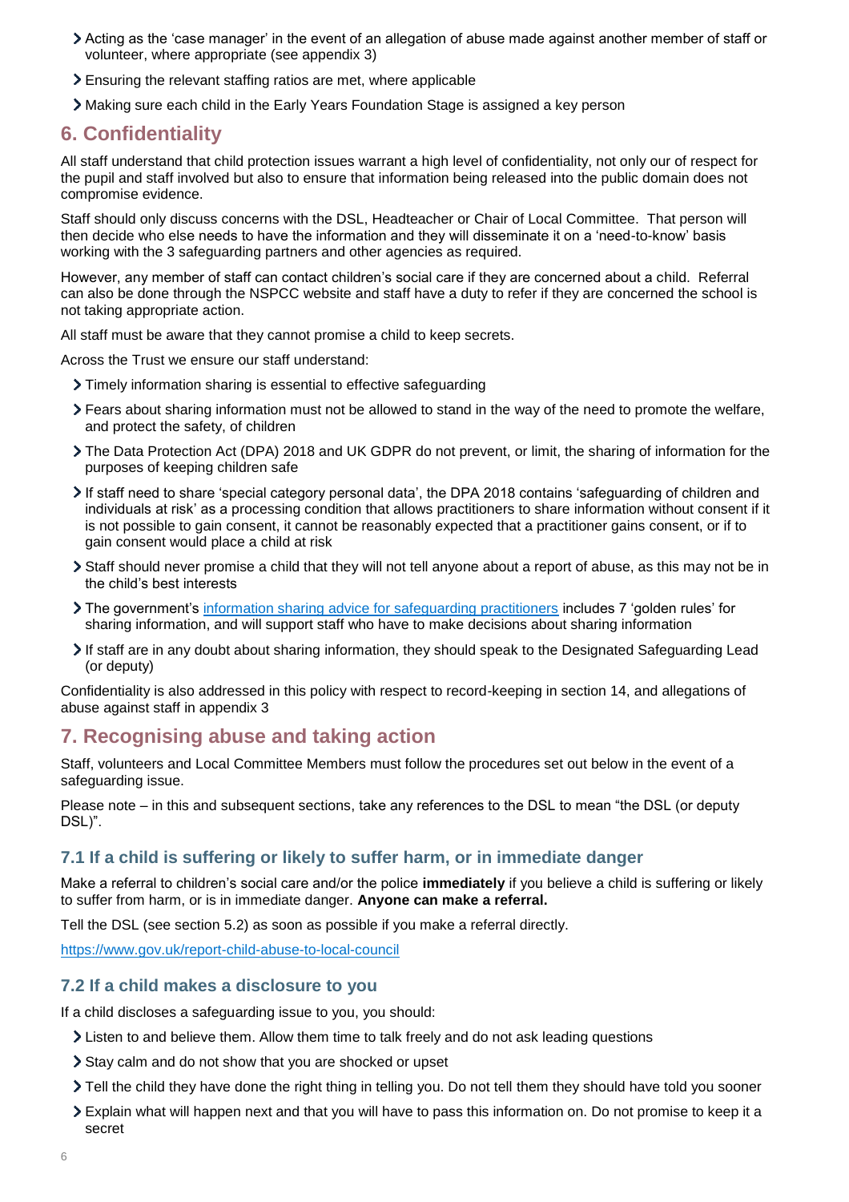- Acting as the 'case manager' in the event of an allegation of abuse made against another member of staff or volunteer, where appropriate (see appendix 3)
- Ensuring the relevant staffing ratios are met, where applicable
- Making sure each child in the Early Years Foundation Stage is assigned a key person

## 6. Confidentiality

All staff understand that child protection issues warrant a high level of confidentiality, not only our of respect for the pupil and staff involved but also to ensure that information being released into the public domain does not compromise evidence.

Staff should only discuss concerns with the DSL, Headteacher or Chair of Local Committee. That person will then decide who else needs to have the information and they will disseminate it on a 'need-to-know' basis working with the 3 safeguarding partners and other agencies as required.

However, any member of staff can contact children's social care if they are concerned about a child. Referral can also be done through the NSPCC website and staff have a duty to refer if they are concerned the school is not taking appropriate action.

All staff must be aware that they cannot promise a child to keep secrets.

Across the Trust we ensure our staff understand:

- Timely information sharing is essential to effective safeguarding
- Fears about sharing information must not be allowed to stand in the way of the need to promote the welfare, and protect the safety, of children
- The Data Protection Act (DPA) 2018 and UK GDPR do not prevent, or limit, the sharing of information for the purposes of keeping children safe
- If staff need to share 'special category personal data', the DPA 2018 contains 'safeguarding of children and individuals at risk' as a processing condition that allows practitioners to share information without consent if it is not possible to gain consent, it cannot be reasonably expected that a practitioner gains consent, or if to gain consent would place a child at risk
- Staff should never promise a child that they will not tell anyone about a report of abuse, as this may not be in the child's best interests
- The government's [information sharing advice for safeguarding practitioners](information sharing advice for safeguarding practitioners) includes 7 'golden rules' for sharing information, and will support staff who have to make decisions about sharing information
- If staff are in any doubt about sharing information, they should speak to the Designated Safeguarding Lead (or deputy)

Confidentiality is also addressed in this policy with respect to record-keeping in section 14, and allegations of abuse against staff in appendix 3

## 7. Recognising abuse and taking action

Staff, volunteers and Local Committee Members must follow the procedures set out below in the event of a safeguarding issue.

Please note – in this and subsequent sections, take any references to the DSL to mean "the DSL (or deputy DSL)".

### 7.1 If a child is suffering or likely to suffer harm, or in immediate danger

Make a referral to children's social care and/or the police **immediately** if you believe a child is suffering or likely to suffer from harm, or is in immediate danger. **Anyone can make a referral.**

Tell the DSL (see section 5.2) as soon as possible if you make a referral directly.

https://www.gov.uk/report-child-abuse-to-local-council

### 7.2 If a child makes a disclosure to you

If a child discloses a safeguarding issue to you, you should:

- Listen to and believe them. Allow them time to talk freely and do not ask leading questions
- Stay calm and do not show that you are shocked or upset
- Tell the child they have done the right thing in telling you. Do not tell them they should have told you sooner
- Explain what will happen next and that you will have to pass this information on. Do not promise to keep it a secret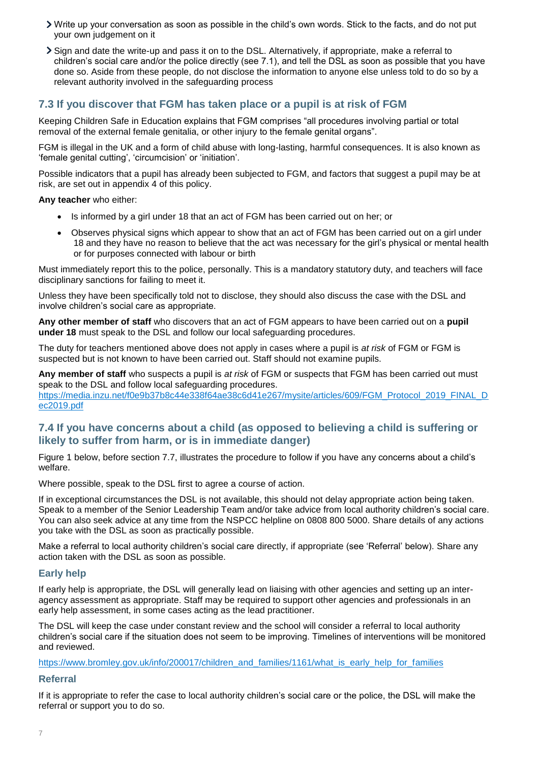- Write up your conversation as soon as possible in the child's own words. Stick to the facts, and do not put your own judgement on it
- Sign and date the write-up and pass it on to the DSL. Alternatively, if appropriate, make a referral to children's social care and/or the police directly (see 7.1), and tell the DSL as soon as possible that you have done so. Aside from these people, do not disclose the information to anyone else unless told to do so by a relevant authority involved in the safeguarding process

## 7.3 If you discover that FGM has taken place or a pupil is at risk of FGM

Keeping Children Safe in Education explains that FGM comprises "all procedures involving partial or total removal of the external female genitalia, or other injury to the female genital organs".

FGM is illegal in the UK and a form of child abuse with long-lasting, harmful consequences. It is also known as 'female genital cutting', 'circumcision' or 'initiation'.

Possible indicators that a pupil has already been subjected to FGM, and factors that suggest a pupil may be at risk, are set out in appendix 4 of this policy.

**Any teacher** who either:

- Is informed by a girl under 18 that an act of FGM has been carried out on her; or
- Observes physical signs which appear to show that an act of FGM has been carried out on a girl under 18 and they have no reason to believe that the act was necessary for the girl's physical or mental health or for purposes connected with labour or birth

Must immediately report this to the police, personally. This is a mandatory statutory duty, and teachers will face disciplinary sanctions for failing to meet it.

Unless they have been specifically told not to disclose, they should also discuss the case with the DSL and involve children's social care as appropriate.

**Any other member of staff** who discovers that an act of FGM appears to have been carried out on a **pupil under 18** must speak to the DSL and follow our local safeguarding procedures.

The duty for teachers mentioned above does not apply in cases where a pupil is *at risk* of FGM or FGM is suspected but is not known to have been carried out. Staff should not examine pupils.

**Any member of staff** who suspects a pupil is *at risk* of FGM or suspects that FGM has been carried out must speak to the DSL and follow local safeguarding procedures.
https://media.inzu.net/f0e9b37b8c44e338f64ae38c6d41e267/mysite/articles/609/FGM_Protocol_2019_FINAL_Dec2019.pdf

## 7.4 If you have concerns about a child (as opposed to believing a child is suffering or likely to suffer from harm, or is in immediate danger)

Figure 1 below, before section 7.7, illustrates the procedure to follow if you have any concerns about a child's welfare.

Where possible, speak to the DSL first to agree a course of action.

If in exceptional circumstances the DSL is not available, this should not delay appropriate action being taken. Speak to a member of the Senior Leadership Team and/or take advice from local authority children's social care. You can also seek advice at any time from the NSPCC helpline on 0808 800 5000. Share details of any actions you take with the DSL as soon as practically possible.

Make a referral to local authority children's social care directly, if appropriate (see 'Referral' below). Share any action taken with the DSL as soon as possible.

### Early help

If early help is appropriate, the DSL will generally lead on liaising with other agencies and setting up an inter-agency assessment as appropriate. Staff may be required to support other agencies and professionals in an early help assessment, in some cases acting as the lead practitioner.

The DSL will keep the case under constant review and the school will consider a referral to local authority children's social care if the situation does not seem to be improving. Timelines of interventions will be monitored and reviewed.

https://www.bromley.gov.uk/info/200017/children_and_families/1161/what_is_early_help_for_families

### Referral

If it is appropriate to refer the case to local authority children's social care or the police, the DSL will make the referral or support you to do so.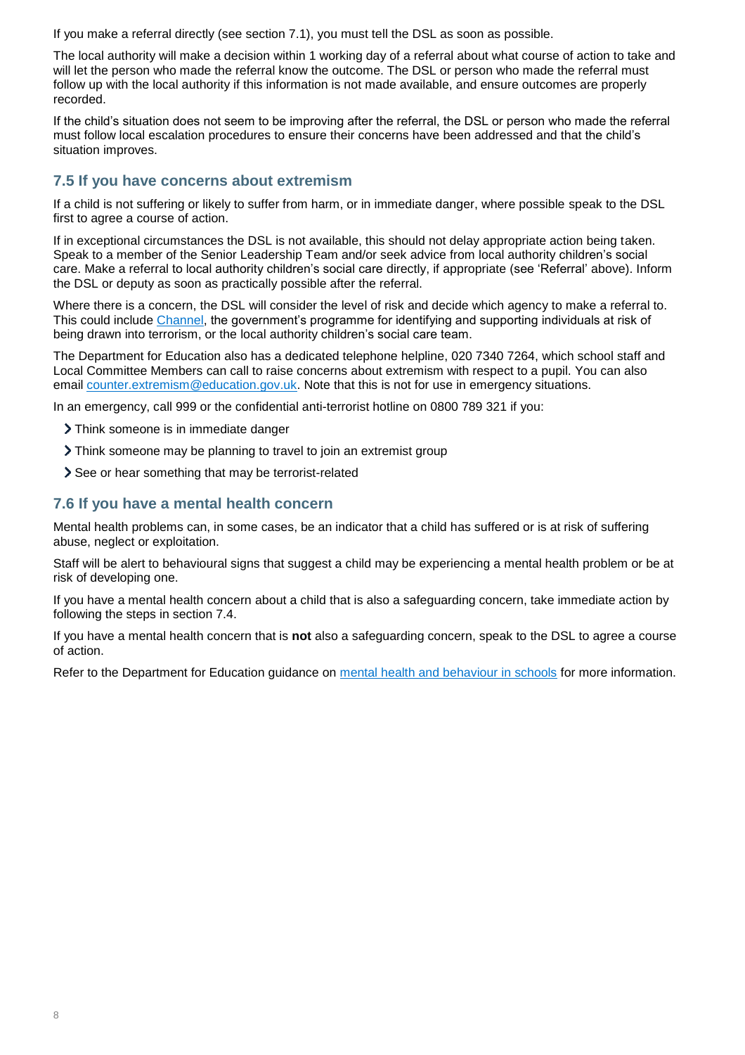If you make a referral directly (see section 7.1), you must tell the DSL as soon as possible.

The local authority will make a decision within 1 working day of a referral about what course of action to take and will let the person who made the referral know the outcome. The DSL or person who made the referral must follow up with the local authority if this information is not made available, and ensure outcomes are properly recorded.

If the child's situation does not seem to be improving after the referral, the DSL or person who made the referral must follow local escalation procedures to ensure their concerns have been addressed and that the child's situation improves.

### 7.5 If you have concerns about extremism

If a child is not suffering or likely to suffer from harm, or in immediate danger, where possible speak to the DSL first to agree a course of action.

If in exceptional circumstances the DSL is not available, this should not delay appropriate action being taken. Speak to a member of the Senior Leadership Team and/or seek advice from local authority children's social care. Make a referral to local authority children's social care directly, if appropriate (see 'Referral' above). Inform the DSL or deputy as soon as practically possible after the referral.

Where there is a concern, the DSL will consider the level of risk and decide which agency to make a referral to. This could include Channel, the government's programme for identifying and supporting individuals at risk of being drawn into terrorism, or the local authority children's social care team.

The Department for Education also has a dedicated telephone helpline, 020 7340 7264, which school staff and Local Committee Members can call to raise concerns about extremism with respect to a pupil. You can also email counter.extremism@education.gov.uk. Note that this is not for use in emergency situations.

In an emergency, call 999 or the confidential anti-terrorist hotline on 0800 789 321 if you:

- Think someone is in immediate danger
- Think someone may be planning to travel to join an extremist group
- See or hear something that may be terrorist-related

### 7.6 If you have a mental health concern

Mental health problems can, in some cases, be an indicator that a child has suffered or is at risk of suffering abuse, neglect or exploitation.

Staff will be alert to behavioural signs that suggest a child may be experiencing a mental health problem or be at risk of developing one.

If you have a mental health concern about a child that is also a safeguarding concern, take immediate action by following the steps in section 7.4.

If you have a mental health concern that is **not** also a safeguarding concern, speak to the DSL to agree a course of action.

Refer to the Department for Education guidance on mental health and behaviour in schools for more information.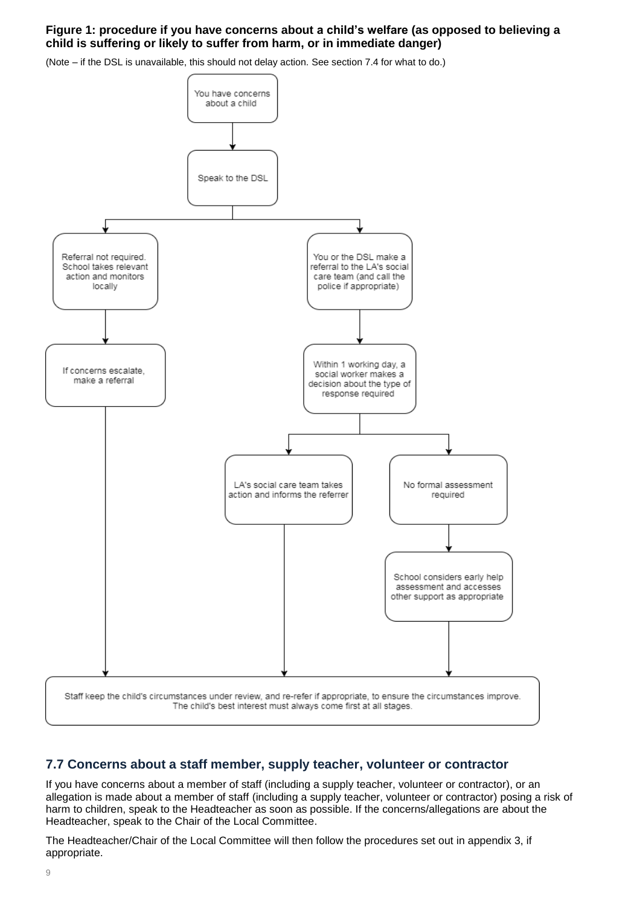**Figure 1: procedure if you have concerns about a child's welfare (as opposed to believing a child is suffering or likely to suffer from harm, or in immediate danger)**

(Note – if the DSL is unavailable, this should not delay action. See section 7.4 for what to do.)

You have concerns about a child

Speak to the DSL

Referral not required. School takes relevant action and monitors locally

You or the DSL make a referral to the LA's social care team (and call the police if appropriate)

If concerns escalate, make a referral

Within 1 working day, a social worker makes a decision about the type of response required

LA's social care team takes action and informs the referrer

No formal assessment required

School considers early help assessment and accesses other support as appropriate

Staff keep the child's circumstances under review, and re-refer if appropriate, to ensure the circumstances improve. The child's best interest must always come first at all stages.

## 7.7 Concerns about a staff member, supply teacher, volunteer or contractor

If you have concerns about a member of staff (including a supply teacher, volunteer or contractor), or an allegation is made about a member of staff (including a supply teacher, volunteer or contractor) posing a risk of harm to children, speak to the Headteacher as soon as possible. If the concerns/allegations are about the Headteacher, speak to the Chair of the Local Committee.

The Headteacher/Chair of the Local Committee will then follow the procedures set out in appendix 3, if appropriate.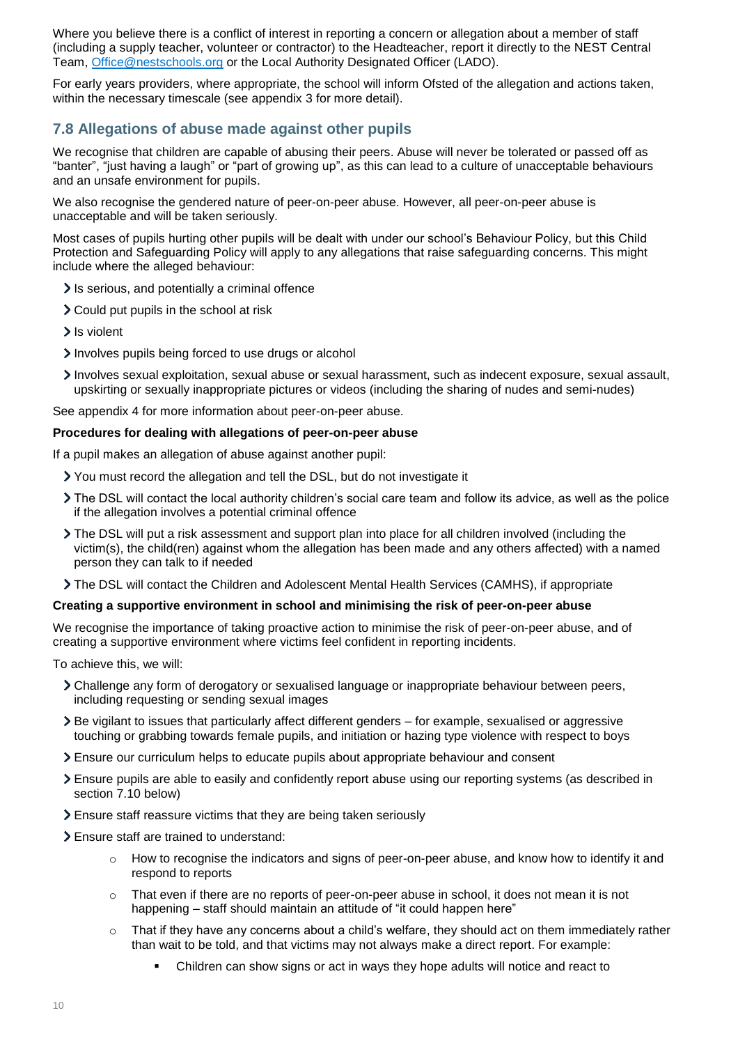Where you believe there is a conflict of interest in reporting a concern or allegation about a member of staff (including a supply teacher, volunteer or contractor) to the Headteacher, report it directly to the NEST Central Team, Office@nestschools.org or the Local Authority Designated Officer (LADO).

For early years providers, where appropriate, the school will inform Ofsted of the allegation and actions taken, within the necessary timescale (see appendix 3 for more detail).

## 7.8 Allegations of abuse made against other pupils

We recognise that children are capable of abusing their peers. Abuse will never be tolerated or passed off as "banter", "just having a laugh" or "part of growing up", as this can lead to a culture of unacceptable behaviours and an unsafe environment for pupils.

We also recognise the gendered nature of peer-on-peer abuse. However, all peer-on-peer abuse is unacceptable and will be taken seriously.

Most cases of pupils hurting other pupils will be dealt with under our school's Behaviour Policy, but this Child Protection and Safeguarding Policy will apply to any allegations that raise safeguarding concerns. This might include where the alleged behaviour:

- Is serious, and potentially a criminal offence
- Could put pupils in the school at risk
- Is violent
- Involves pupils being forced to use drugs or alcohol
- Involves sexual exploitation, sexual abuse or sexual harassment, such as indecent exposure, sexual assault, upskirting or sexually inappropriate pictures or videos (including the sharing of nudes and semi-nudes)

See appendix 4 for more information about peer-on-peer abuse.

**Procedures for dealing with allegations of peer-on-peer abuse**

If a pupil makes an allegation of abuse against another pupil:

- You must record the allegation and tell the DSL, but do not investigate it
- The DSL will contact the local authority children's social care team and follow its advice, as well as the police if the allegation involves a potential criminal offence
- The DSL will put a risk assessment and support plan into place for all children involved (including the victim(s), the child(ren) against whom the allegation has been made and any others affected) with a named person they can talk to if needed
- The DSL will contact the Children and Adolescent Mental Health Services (CAMHS), if appropriate

**Creating a supportive environment in school and minimising the risk of peer-on-peer abuse**

We recognise the importance of taking proactive action to minimise the risk of peer-on-peer abuse, and of creating a supportive environment where victims feel confident in reporting incidents.

To achieve this, we will:

- Challenge any form of derogatory or sexualised language or inappropriate behaviour between peers, including requesting or sending sexual images
- Be vigilant to issues that particularly affect different genders – for example, sexualised or aggressive touching or grabbing towards female pupils, and initiation or hazing type violence with respect to boys
- Ensure our curriculum helps to educate pupils about appropriate behaviour and consent
- Ensure pupils are able to easily and confidently report abuse using our reporting systems (as described in section 7.10 below)
- Ensure staff reassure victims that they are being taken seriously
- Ensure staff are trained to understand:
    - How to recognise the indicators and signs of peer-on-peer abuse, and know how to identify it and respond to reports
    - That even if there are no reports of peer-on-peer abuse in school, it does not mean it is not happening – staff should maintain an attitude of "it could happen here"
    - That if they have any concerns about a child's welfare, they should act on them immediately rather than wait to be told, and that victims may not always make a direct report. For example:
        - Children can show signs or act in ways they hope adults will notice and react to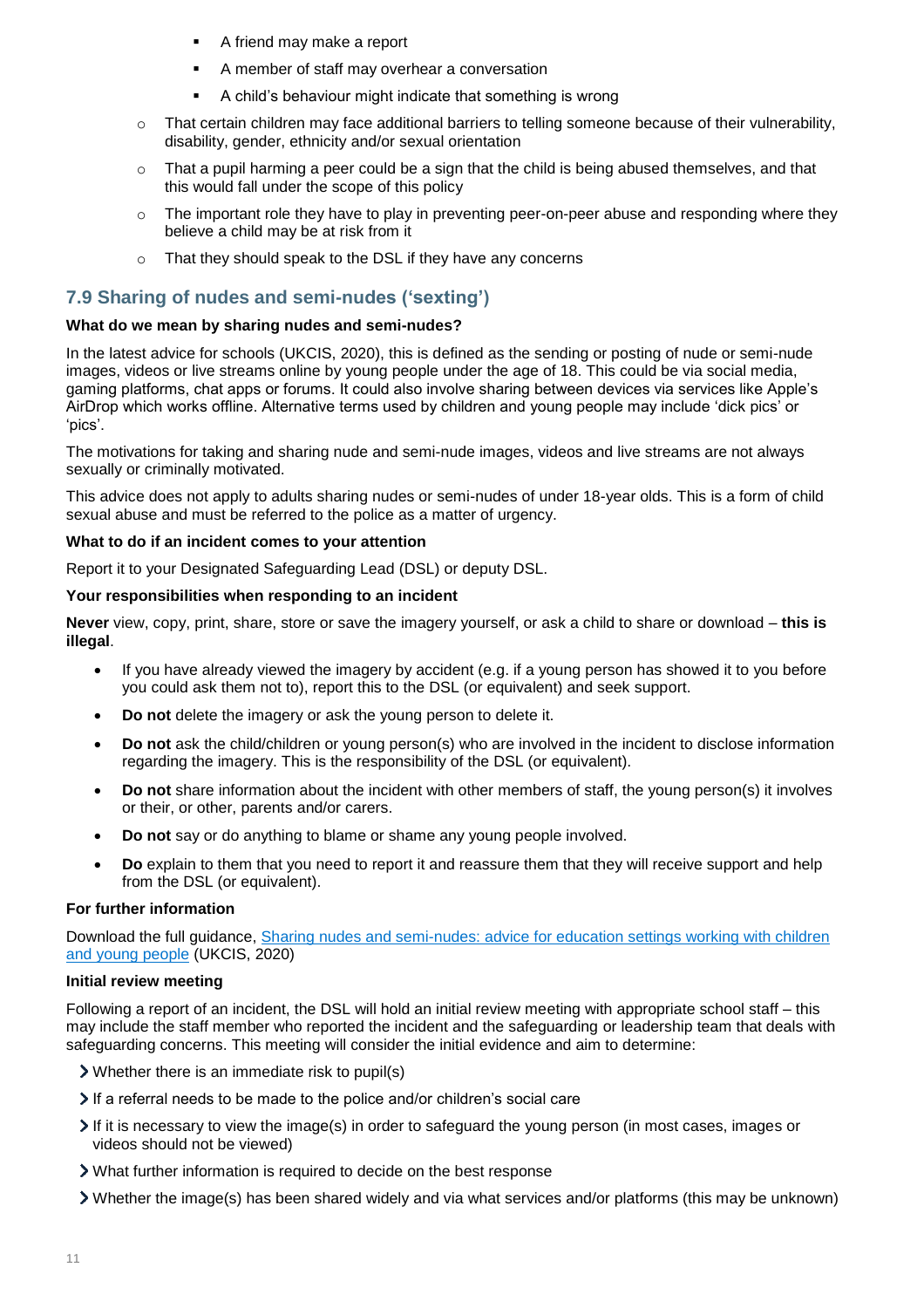- A friend may make a report
        - A member of staff may overhear a conversation
        - A child's behaviour might indicate that something is wrong
    - That certain children may face additional barriers to telling someone because of their vulnerability, disability, gender, ethnicity and/or sexual orientation
    - That a pupil harming a peer could be a sign that the child is being abused themselves, and that this would fall under the scope of this policy
    - The important role they have to play in preventing peer-on-peer abuse and responding where they believe a child may be at risk from it
    - That they should speak to the DSL if they have any concerns

## 7.9 Sharing of nudes and semi-nudes ('sexting')

**What do we mean by sharing nudes and semi-nudes?**

In the latest advice for schools (UKCIS, 2020), this is defined as the sending or posting of nude or semi-nude images, videos or live streams online by young people under the age of 18. This could be via social media, gaming platforms, chat apps or forums. It could also involve sharing between devices via services like Apple's AirDrop which works offline. Alternative terms used by children and young people may include 'dick pics' or 'pics'.

The motivations for taking and sharing nude and semi-nude images, videos and live streams are not always sexually or criminally motivated.

This advice does not apply to adults sharing nudes or semi-nudes of under 18-year olds. This is a form of child sexual abuse and must be referred to the police as a matter of urgency.

**What to do if an incident comes to your attention**

Report it to your Designated Safeguarding Lead (DSL) or deputy DSL.

**Your responsibilities when responding to an incident**

**Never** view, copy, print, share, store or save the imagery yourself, or ask a child to share or download – **this is illegal**.

- If you have already viewed the imagery by accident (e.g. if a young person has showed it to you before you could ask them not to), report this to the DSL (or equivalent) and seek support.
- **Do not** delete the imagery or ask the young person to delete it.
- **Do not** ask the child/children or young person(s) who are involved in the incident to disclose information regarding the imagery. This is the responsibility of the DSL (or equivalent).
- **Do not** share information about the incident with other members of staff, the young person(s) it involves or their, or other, parents and/or carers.
- **Do not** say or do anything to blame or shame any young people involved.
- **Do** explain to them that you need to report it and reassure them that they will receive support and help from the DSL (or equivalent).

**For further information**

Download the full guidance, Sharing nudes and semi-nudes: advice for education settings working with children and young people (UKCIS, 2020)

**Initial review meeting**

Following a report of an incident, the DSL will hold an initial review meeting with appropriate school staff – this may include the staff member who reported the incident and the safeguarding or leadership team that deals with safeguarding concerns. This meeting will consider the initial evidence and aim to determine:

- Whether there is an immediate risk to pupil(s)
- If a referral needs to be made to the police and/or children's social care
- If it is necessary to view the image(s) in order to safeguard the young person (in most cases, images or videos should not be viewed)
- What further information is required to decide on the best response
- Whether the image(s) has been shared widely and via what services and/or platforms (this may be unknown)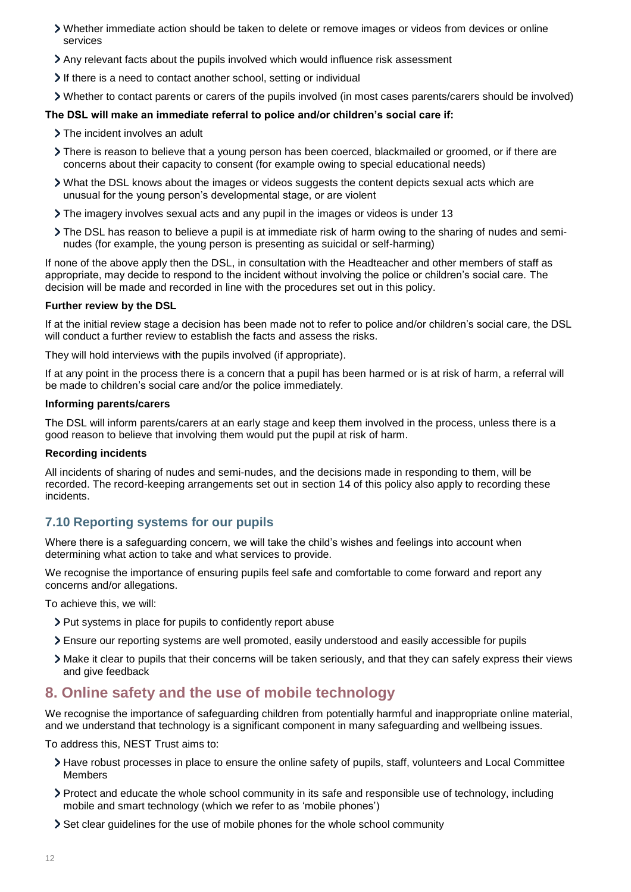- Whether immediate action should be taken to delete or remove images or videos from devices or online services
- Any relevant facts about the pupils involved which would influence risk assessment
- If there is a need to contact another school, setting or individual
- Whether to contact parents or carers of the pupils involved (in most cases parents/carers should be involved)

**The DSL will make an immediate referral to police and/or children's social care if:**

- The incident involves an adult
- There is reason to believe that a young person has been coerced, blackmailed or groomed, or if there are concerns about their capacity to consent (for example owing to special educational needs)
- What the DSL knows about the images or videos suggests the content depicts sexual acts which are unusual for the young person's developmental stage, or are violent
- The imagery involves sexual acts and any pupil in the images or videos is under 13
- The DSL has reason to believe a pupil is at immediate risk of harm owing to the sharing of nudes and semi-nudes (for example, the young person is presenting as suicidal or self-harming)

If none of the above apply then the DSL, in consultation with the Headteacher and other members of staff as appropriate, may decide to respond to the incident without involving the police or children's social care. The decision will be made and recorded in line with the procedures set out in this policy.

**Further review by the DSL**

If at the initial review stage a decision has been made not to refer to police and/or children's social care, the DSL will conduct a further review to establish the facts and assess the risks.

They will hold interviews with the pupils involved (if appropriate).

If at any point in the process there is a concern that a pupil has been harmed or is at risk of harm, a referral will be made to children's social care and/or the police immediately.

**Informing parents/carers**

The DSL will inform parents/carers at an early stage and keep them involved in the process, unless there is a good reason to believe that involving them would put the pupil at risk of harm.

**Recording incidents**

All incidents of sharing of nudes and semi-nudes, and the decisions made in responding to them, will be recorded. The record-keeping arrangements set out in section 14 of this policy also apply to recording these incidents.

### 7.10 Reporting systems for our pupils

Where there is a safeguarding concern, we will take the child's wishes and feelings into account when determining what action to take and what services to provide.

We recognise the importance of ensuring pupils feel safe and comfortable to come forward and report any concerns and/or allegations.

To achieve this, we will:

- Put systems in place for pupils to confidently report abuse
- Ensure our reporting systems are well promoted, easily understood and easily accessible for pupils
- Make it clear to pupils that their concerns will be taken seriously, and that they can safely express their views and give feedback

## 8. Online safety and the use of mobile technology

We recognise the importance of safeguarding children from potentially harmful and inappropriate online material, and we understand that technology is a significant component in many safeguarding and wellbeing issues.

To address this, NEST Trust aims to:

- Have robust processes in place to ensure the online safety of pupils, staff, volunteers and Local Committee Members
- Protect and educate the whole school community in its safe and responsible use of technology, including mobile and smart technology (which we refer to as 'mobile phones')
- Set clear guidelines for the use of mobile phones for the whole school community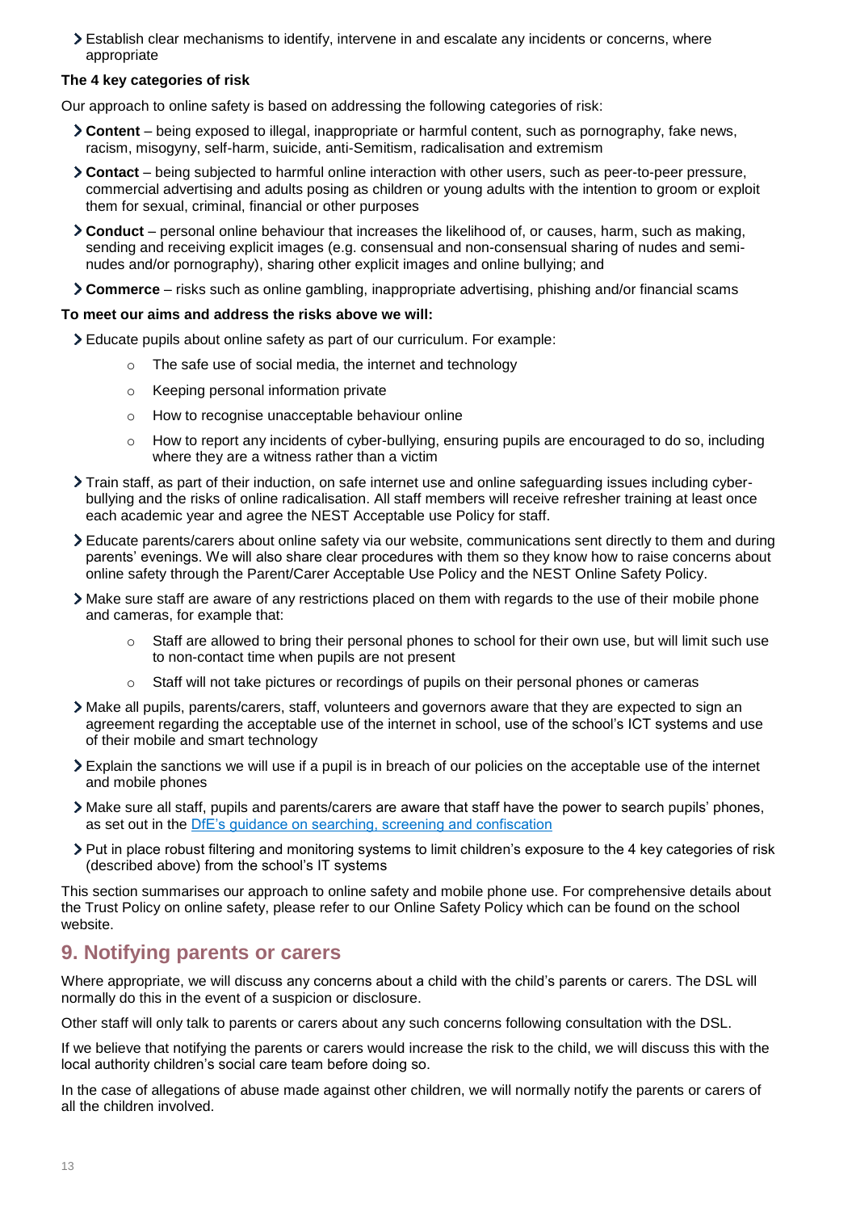- Establish clear mechanisms to identify, intervene in and escalate any incidents or concerns, where appropriate

**The 4 key categories of risk**

Our approach to online safety is based on addressing the following categories of risk:

- **Content** – being exposed to illegal, inappropriate or harmful content, such as pornography, fake news, racism, misogyny, self-harm, suicide, anti-Semitism, radicalisation and extremism
- **Contact** – being subjected to harmful online interaction with other users, such as peer-to-peer pressure, commercial advertising and adults posing as children or young adults with the intention to groom or exploit them for sexual, criminal, financial or other purposes
- **Conduct** – personal online behaviour that increases the likelihood of, or causes, harm, such as making, sending and receiving explicit images (e.g. consensual and non-consensual sharing of nudes and semi-nudes and/or pornography), sharing other explicit images and online bullying; and
- **Commerce** – risks such as online gambling, inappropriate advertising, phishing and/or financial scams

**To meet our aims and address the risks above we will:**

- Educate pupils about online safety as part of our curriculum. For example:
    - The safe use of social media, the internet and technology
    - Keeping personal information private
    - How to recognise unacceptable behaviour online
    - How to report any incidents of cyber-bullying, ensuring pupils are encouraged to do so, including where they are a witness rather than a victim
- Train staff, as part of their induction, on safe internet use and online safeguarding issues including cyber-bullying and the risks of online radicalisation. All staff members will receive refresher training at least once each academic year and agree the NEST Acceptable use Policy for staff.
- Educate parents/carers about online safety via our website, communications sent directly to them and during parents' evenings. We will also share clear procedures with them so they know how to raise concerns about online safety through the Parent/Carer Acceptable Use Policy and the NEST Online Safety Policy.
- Make sure staff are aware of any restrictions placed on them with regards to the use of their mobile phone and cameras, for example that:
    - Staff are allowed to bring their personal phones to school for their own use, but will limit such use to non-contact time when pupils are not present
    - Staff will not take pictures or recordings of pupils on their personal phones or cameras
- Make all pupils, parents/carers, staff, volunteers and governors aware that they are expected to sign an agreement regarding the acceptable use of the internet in school, use of the school's ICT systems and use of their mobile and smart technology
- Explain the sanctions we will use if a pupil is in breach of our policies on the acceptable use of the internet and mobile phones
- Make sure all staff, pupils and parents/carers are aware that staff have the power to search pupils' phones, as set out in the DfE's guidance on searching, screening and confiscation
- Put in place robust filtering and monitoring systems to limit children's exposure to the 4 key categories of risk (described above) from the school's IT systems

This section summarises our approach to online safety and mobile phone use. For comprehensive details about the Trust Policy on online safety, please refer to our Online Safety Policy which can be found on the school website.

## 9. Notifying parents or carers

Where appropriate, we will discuss any concerns about a child with the child's parents or carers. The DSL will normally do this in the event of a suspicion or disclosure.

Other staff will only talk to parents or carers about any such concerns following consultation with the DSL.

If we believe that notifying the parents or carers would increase the risk to the child, we will discuss this with the local authority children's social care team before doing so.

In the case of allegations of abuse made against other children, we will normally notify the parents or carers of all the children involved.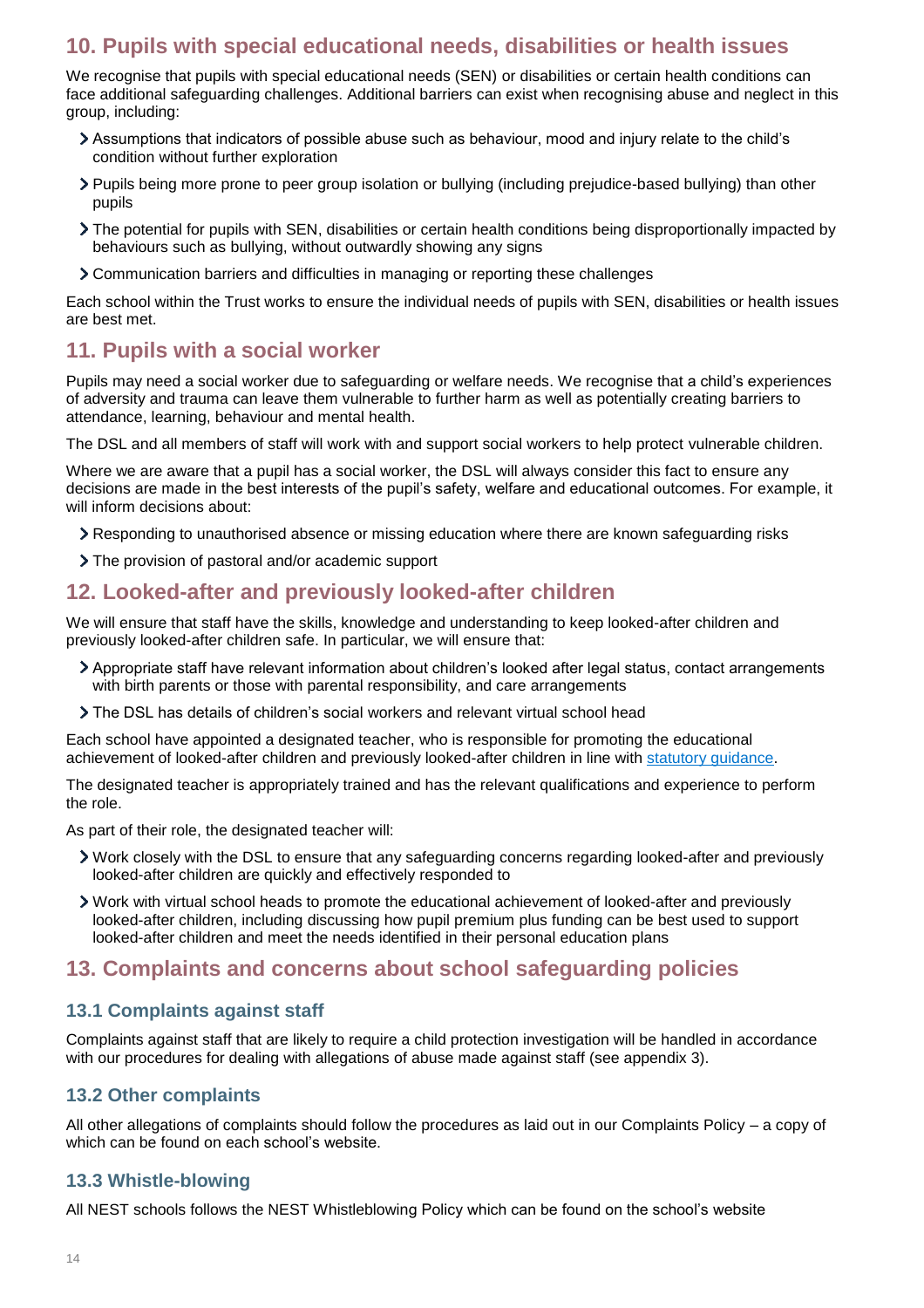## 10. Pupils with special educational needs, disabilities or health issues

We recognise that pupils with special educational needs (SEN) or disabilities or certain health conditions can face additional safeguarding challenges. Additional barriers can exist when recognising abuse and neglect in this group, including:

- Assumptions that indicators of possible abuse such as behaviour, mood and injury relate to the child's condition without further exploration
- Pupils being more prone to peer group isolation or bullying (including prejudice-based bullying) than other pupils
- The potential for pupils with SEN, disabilities or certain health conditions being disproportionally impacted by behaviours such as bullying, without outwardly showing any signs
- Communication barriers and difficulties in managing or reporting these challenges

Each school within the Trust works to ensure the individual needs of pupils with SEN, disabilities or health issues are best met.

## 11. Pupils with a social worker

Pupils may need a social worker due to safeguarding or welfare needs. We recognise that a child's experiences of adversity and trauma can leave them vulnerable to further harm as well as potentially creating barriers to attendance, learning, behaviour and mental health.

The DSL and all members of staff will work with and support social workers to help protect vulnerable children.

Where we are aware that a pupil has a social worker, the DSL will always consider this fact to ensure any decisions are made in the best interests of the pupil's safety, welfare and educational outcomes. For example, it will inform decisions about:

- Responding to unauthorised absence or missing education where there are known safeguarding risks
- The provision of pastoral and/or academic support

## 12. Looked-after and previously looked-after children

We will ensure that staff have the skills, knowledge and understanding to keep looked-after children and previously looked-after children safe. In particular, we will ensure that:

- Appropriate staff have relevant information about children's looked after legal status, contact arrangements with birth parents or those with parental responsibility, and care arrangements
- The DSL has details of children's social workers and relevant virtual school head

Each school have appointed a designated teacher, who is responsible for promoting the educational achievement of looked-after children and previously looked-after children in line with statutory guidance.

The designated teacher is appropriately trained and has the relevant qualifications and experience to perform the role.

As part of their role, the designated teacher will:

- Work closely with the DSL to ensure that any safeguarding concerns regarding looked-after and previously looked-after children are quickly and effectively responded to
- Work with virtual school heads to promote the educational achievement of looked-after and previously looked-after children, including discussing how pupil premium plus funding can be best used to support looked-after children and meet the needs identified in their personal education plans

## 13. Complaints and concerns about school safeguarding policies

### 13.1 Complaints against staff

Complaints against staff that are likely to require a child protection investigation will be handled in accordance with our procedures for dealing with allegations of abuse made against staff (see appendix 3).

### 13.2 Other complaints

All other allegations of complaints should follow the procedures as laid out in our Complaints Policy – a copy of which can be found on each school's website.

### 13.3 Whistle-blowing

All NEST schools follows the NEST Whistleblowing Policy which can be found on the school's website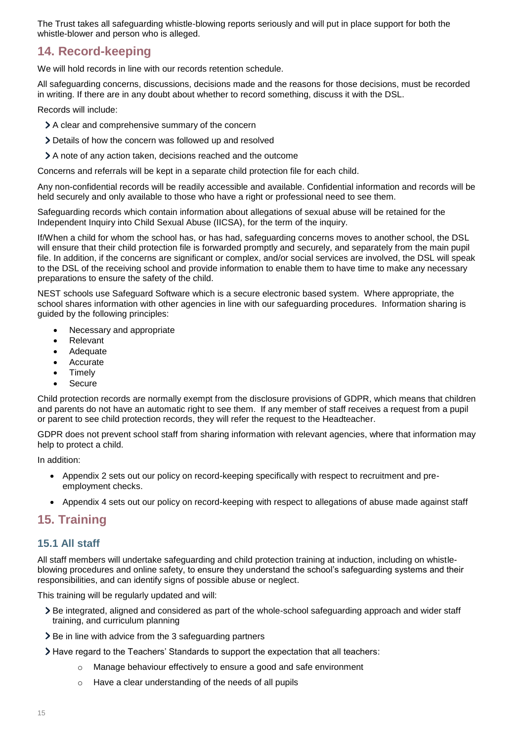The Trust takes all safeguarding whistle-blowing reports seriously and will put in place support for both the whistle-blower and person who is alleged.

## 14. Record-keeping

We will hold records in line with our records retention schedule.

All safeguarding concerns, discussions, decisions made and the reasons for those decisions, must be recorded in writing. If there are in any doubt about whether to record something, discuss it with the DSL.

Records will include:

- A clear and comprehensive summary of the concern
- Details of how the concern was followed up and resolved
- A note of any action taken, decisions reached and the outcome

Concerns and referrals will be kept in a separate child protection file for each child.

Any non-confidential records will be readily accessible and available. Confidential information and records will be held securely and only available to those who have a right or professional need to see them.

Safeguarding records which contain information about allegations of sexual abuse will be retained for the Independent Inquiry into Child Sexual Abuse (IICSA), for the term of the inquiry.

If/When a child for whom the school has, or has had, safeguarding concerns moves to another school, the DSL will ensure that their child protection file is forwarded promptly and securely, and separately from the main pupil file. In addition, if the concerns are significant or complex, and/or social services are involved, the DSL will speak to the DSL of the receiving school and provide information to enable them to have time to make any necessary preparations to ensure the safety of the child.

NEST schools use Safeguard Software which is a secure electronic based system. Where appropriate, the school shares information with other agencies in line with our safeguarding procedures. Information sharing is guided by the following principles:

- Necessary and appropriate
- Relevant
- Adequate
- Accurate
- Timely
- Secure

Child protection records are normally exempt from the disclosure provisions of GDPR, which means that children and parents do not have an automatic right to see them. If any member of staff receives a request from a pupil or parent to see child protection records, they will refer the request to the Headteacher.

GDPR does not prevent school staff from sharing information with relevant agencies, where that information may help to protect a child.

In addition:

- Appendix 2 sets out our policy on record-keeping specifically with respect to recruitment and pre-employment checks.
- Appendix 4 sets out our policy on record-keeping with respect to allegations of abuse made against staff

## 15. Training

### 15.1 All staff

All staff members will undertake safeguarding and child protection training at induction, including on whistle-blowing procedures and online safety, to ensure they understand the school's safeguarding systems and their responsibilities, and can identify signs of possible abuse or neglect.

This training will be regularly updated and will:

- Be integrated, aligned and considered as part of the whole-school safeguarding approach and wider staff training, and curriculum planning
- Be in line with advice from the 3 safeguarding partners
- Have regard to the Teachers' Standards to support the expectation that all teachers:
    - Manage behaviour effectively to ensure a good and safe environment
    - Have a clear understanding of the needs of all pupils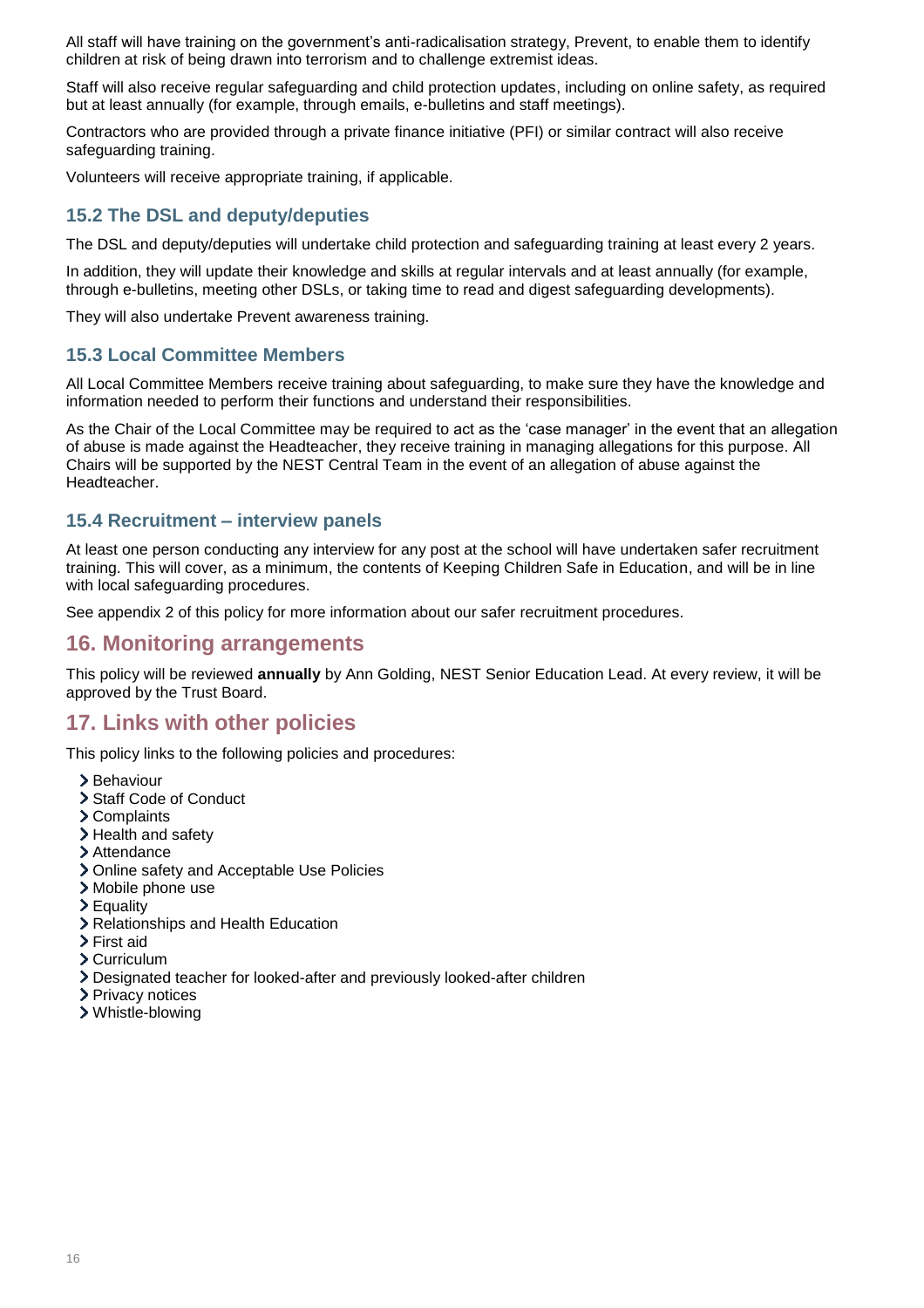All staff will have training on the government's anti-radicalisation strategy, Prevent, to enable them to identify children at risk of being drawn into terrorism and to challenge extremist ideas.

Staff will also receive regular safeguarding and child protection updates, including on online safety, as required but at least annually (for example, through emails, e-bulletins and staff meetings).

Contractors who are provided through a private finance initiative (PFI) or similar contract will also receive safeguarding training.

Volunteers will receive appropriate training, if applicable.

### 15.2 The DSL and deputy/deputies

The DSL and deputy/deputies will undertake child protection and safeguarding training at least every 2 years.

In addition, they will update their knowledge and skills at regular intervals and at least annually (for example, through e-bulletins, meeting other DSLs, or taking time to read and digest safeguarding developments).

They will also undertake Prevent awareness training.

### 15.3 Local Committee Members

All Local Committee Members receive training about safeguarding, to make sure they have the knowledge and information needed to perform their functions and understand their responsibilities.

As the Chair of the Local Committee may be required to act as the 'case manager' in the event that an allegation of abuse is made against the Headteacher, they receive training in managing allegations for this purpose. All Chairs will be supported by the NEST Central Team in the event of an allegation of abuse against the Headteacher.

### 15.4 Recruitment – interview panels

At least one person conducting any interview for any post at the school will have undertaken safer recruitment training. This will cover, as a minimum, the contents of Keeping Children Safe in Education, and will be in line with local safeguarding procedures.

See appendix 2 of this policy for more information about our safer recruitment procedures.

## 16. Monitoring arrangements

This policy will be reviewed **annually** by Ann Golding, NEST Senior Education Lead. At every review, it will be approved by the Trust Board.

## 17. Links with other policies

This policy links to the following policies and procedures:

- Behaviour
- Staff Code of Conduct
- Complaints
- Health and safety
- Attendance
- Online safety and Acceptable Use Policies
- Mobile phone use
- Equality
- Relationships and Health Education
- First aid
- Curriculum
- Designated teacher for looked-after and previously looked-after children
- Privacy notices
- Whistle-blowing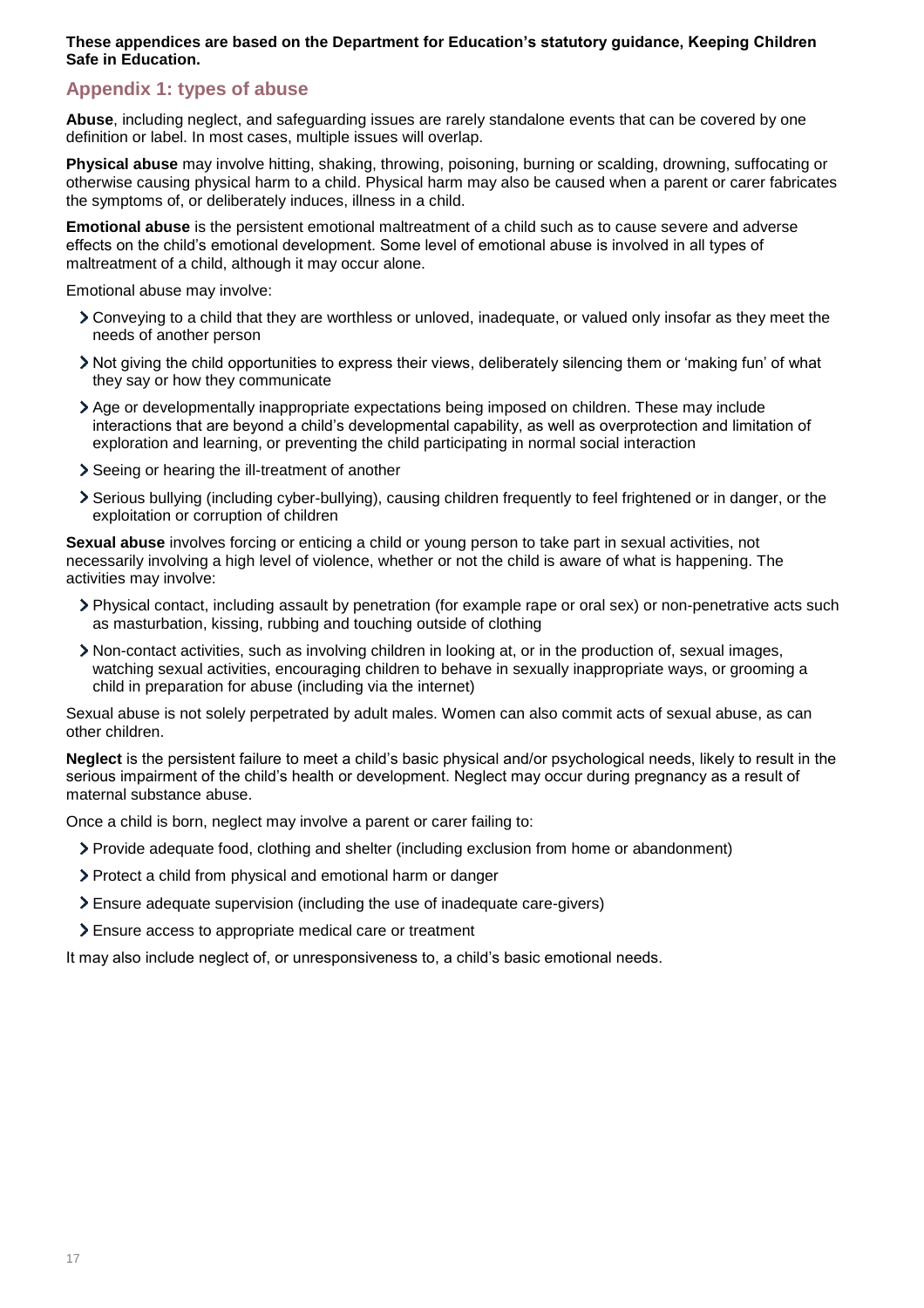**These appendices are based on the Department for Education's statutory guidance, Keeping Children Safe in Education.**

## Appendix 1: types of abuse

**Abuse**, including neglect, and safeguarding issues are rarely standalone events that can be covered by one definition or label. In most cases, multiple issues will overlap.

**Physical abuse** may involve hitting, shaking, throwing, poisoning, burning or scalding, drowning, suffocating or otherwise causing physical harm to a child. Physical harm may also be caused when a parent or carer fabricates the symptoms of, or deliberately induces, illness in a child.

**Emotional abuse** is the persistent emotional maltreatment of a child such as to cause severe and adverse effects on the child's emotional development. Some level of emotional abuse is involved in all types of maltreatment of a child, although it may occur alone.

Emotional abuse may involve:

- Conveying to a child that they are worthless or unloved, inadequate, or valued only insofar as they meet the needs of another person
- Not giving the child opportunities to express their views, deliberately silencing them or 'making fun' of what they say or how they communicate
- Age or developmentally inappropriate expectations being imposed on children. These may include interactions that are beyond a child's developmental capability, as well as overprotection and limitation of exploration and learning, or preventing the child participating in normal social interaction
- Seeing or hearing the ill-treatment of another
- Serious bullying (including cyber-bullying), causing children frequently to feel frightened or in danger, or the exploitation or corruption of children

**Sexual abuse** involves forcing or enticing a child or young person to take part in sexual activities, not necessarily involving a high level of violence, whether or not the child is aware of what is happening. The activities may involve:

- Physical contact, including assault by penetration (for example rape or oral sex) or non-penetrative acts such as masturbation, kissing, rubbing and touching outside of clothing
- Non-contact activities, such as involving children in looking at, or in the production of, sexual images, watching sexual activities, encouraging children to behave in sexually inappropriate ways, or grooming a child in preparation for abuse (including via the internet)

Sexual abuse is not solely perpetrated by adult males. Women can also commit acts of sexual abuse, as can other children.

**Neglect** is the persistent failure to meet a child's basic physical and/or psychological needs, likely to result in the serious impairment of the child's health or development. Neglect may occur during pregnancy as a result of maternal substance abuse.

Once a child is born, neglect may involve a parent or carer failing to:

- Provide adequate food, clothing and shelter (including exclusion from home or abandonment)
- Protect a child from physical and emotional harm or danger
- Ensure adequate supervision (including the use of inadequate care-givers)
- Ensure access to appropriate medical care or treatment

It may also include neglect of, or unresponsiveness to, a child's basic emotional needs.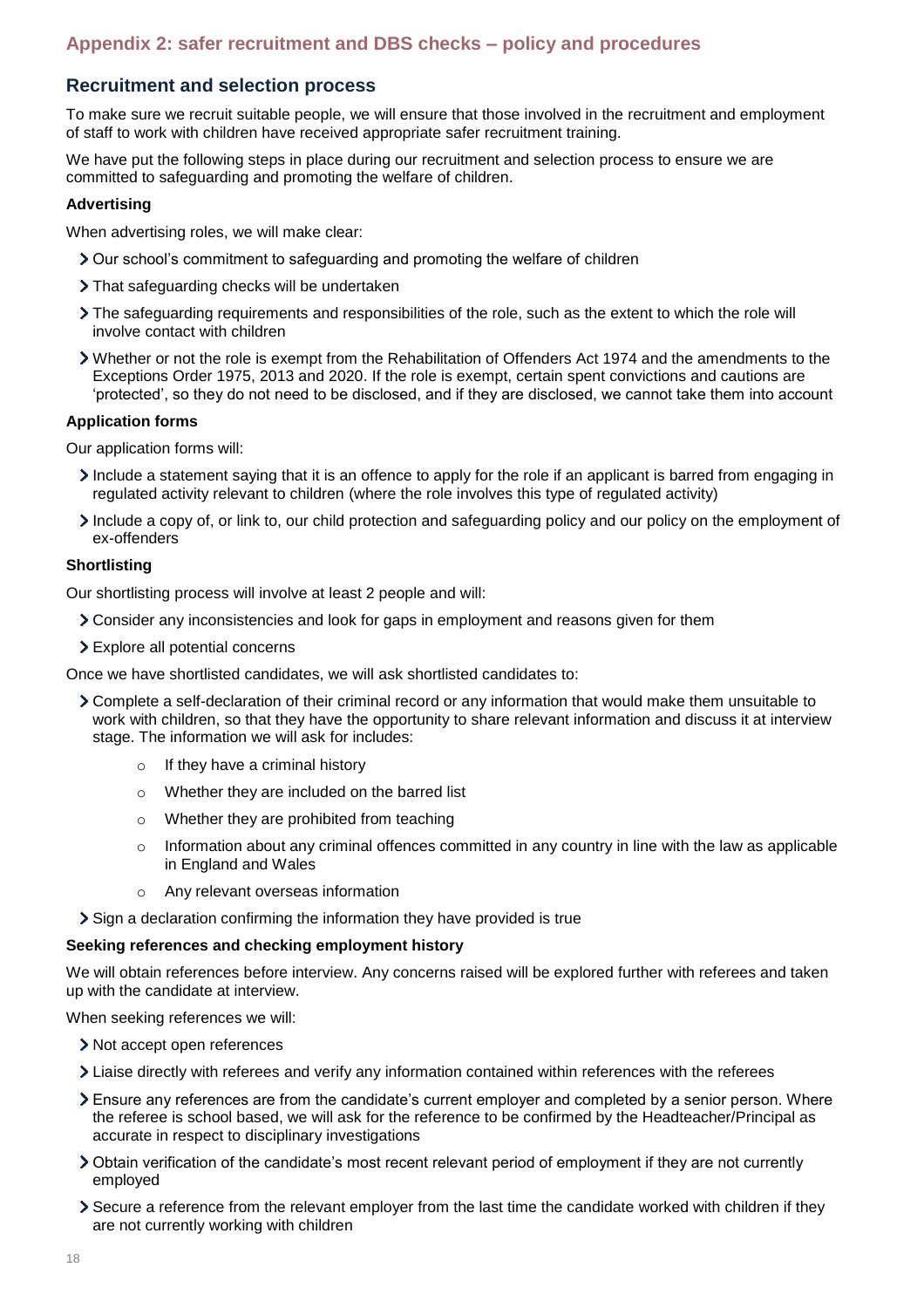## Appendix 2: safer recruitment and DBS checks – policy and procedures

### Recruitment and selection process

To make sure we recruit suitable people, we will ensure that those involved in the recruitment and employment of staff to work with children have received appropriate safer recruitment training.

We have put the following steps in place during our recruitment and selection process to ensure we are committed to safeguarding and promoting the welfare of children.

#### Advertising

When advertising roles, we will make clear:

- Our school's commitment to safeguarding and promoting the welfare of children
- That safeguarding checks will be undertaken
- The safeguarding requirements and responsibilities of the role, such as the extent to which the role will involve contact with children
- Whether or not the role is exempt from the Rehabilitation of Offenders Act 1974 and the amendments to the Exceptions Order 1975, 2013 and 2020. If the role is exempt, certain spent convictions and cautions are 'protected', so they do not need to be disclosed, and if they are disclosed, we cannot take them into account

#### Application forms

Our application forms will:

- Include a statement saying that it is an offence to apply for the role if an applicant is barred from engaging in regulated activity relevant to children (where the role involves this type of regulated activity)
- Include a copy of, or link to, our child protection and safeguarding policy and our policy on the employment of ex-offenders

#### Shortlisting

Our shortlisting process will involve at least 2 people and will:

- Consider any inconsistencies and look for gaps in employment and reasons given for them
- Explore all potential concerns

Once we have shortlisted candidates, we will ask shortlisted candidates to:

- Complete a self-declaration of their criminal record or any information that would make them unsuitable to work with children, so that they have the opportunity to share relevant information and discuss it at interview stage. The information we will ask for includes:
    - If they have a criminal history
    - Whether they are included on the barred list
    - Whether they are prohibited from teaching
    - Information about any criminal offences committed in any country in line with the law as applicable in England and Wales
    - Any relevant overseas information
- Sign a declaration confirming the information they have provided is true

#### Seeking references and checking employment history

We will obtain references before interview. Any concerns raised will be explored further with referees and taken up with the candidate at interview.

When seeking references we will:

- Not accept open references
- Liaise directly with referees and verify any information contained within references with the referees
- Ensure any references are from the candidate's current employer and completed by a senior person. Where the referee is school based, we will ask for the reference to be confirmed by the Headteacher/Principal as accurate in respect to disciplinary investigations
- Obtain verification of the candidate's most recent relevant period of employment if they are not currently employed
- Secure a reference from the relevant employer from the last time the candidate worked with children if they are not currently working with children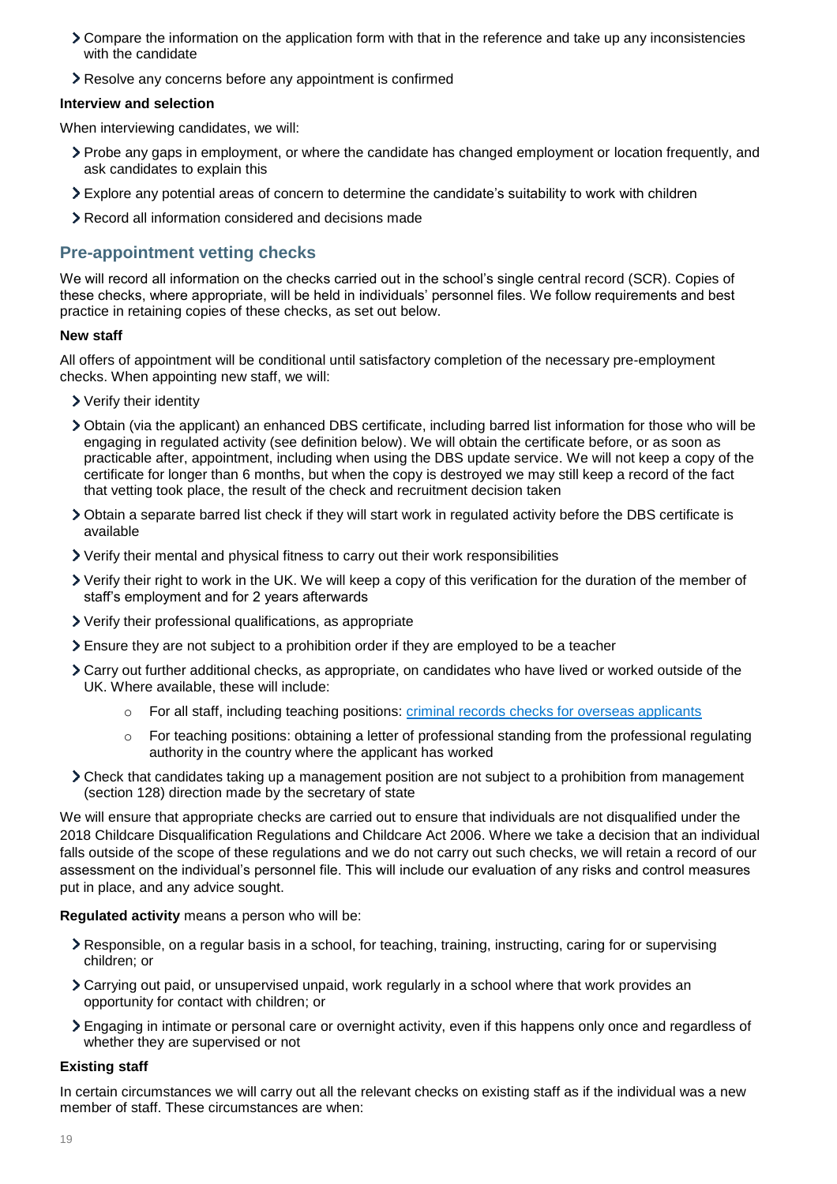- Compare the information on the application form with that in the reference and take up any inconsistencies with the candidate
- Resolve any concerns before any appointment is confirmed

**Interview and selection**

When interviewing candidates, we will:

- Probe any gaps in employment, or where the candidate has changed employment or location frequently, and ask candidates to explain this
- Explore any potential areas of concern to determine the candidate's suitability to work with children
- Record all information considered and decisions made

## Pre-appointment vetting checks

We will record all information on the checks carried out in the school's single central record (SCR). Copies of these checks, where appropriate, will be held in individuals' personnel files. We follow requirements and best practice in retaining copies of these checks, as set out below.

**New staff**

All offers of appointment will be conditional until satisfactory completion of the necessary pre-employment checks. When appointing new staff, we will:

- Verify their identity
- Obtain (via the applicant) an enhanced DBS certificate, including barred list information for those who will be engaging in regulated activity (see definition below). We will obtain the certificate before, or as soon as practicable after, appointment, including when using the DBS update service. We will not keep a copy of the certificate for longer than 6 months, but when the copy is destroyed we may still keep a record of the fact that vetting took place, the result of the check and recruitment decision taken
- Obtain a separate barred list check if they will start work in regulated activity before the DBS certificate is available
- Verify their mental and physical fitness to carry out their work responsibilities
- Verify their right to work in the UK. We will keep a copy of this verification for the duration of the member of staff's employment and for 2 years afterwards
- Verify their professional qualifications, as appropriate
- Ensure they are not subject to a prohibition order if they are employed to be a teacher
- Carry out further additional checks, as appropriate, on candidates who have lived or worked outside of the UK. Where available, these will include:
    - For all staff, including teaching positions: criminal records checks for overseas applicants
    - For teaching positions: obtaining a letter of professional standing from the professional regulating authority in the country where the applicant has worked
- Check that candidates taking up a management position are not subject to a prohibition from management (section 128) direction made by the secretary of state

We will ensure that appropriate checks are carried out to ensure that individuals are not disqualified under the 2018 Childcare Disqualification Regulations and Childcare Act 2006. Where we take a decision that an individual falls outside of the scope of these regulations and we do not carry out such checks, we will retain a record of our assessment on the individual's personnel file. This will include our evaluation of any risks and control measures put in place, and any advice sought.

**Regulated activity** means a person who will be:

- Responsible, on a regular basis in a school, for teaching, training, instructing, caring for or supervising children; or
- Carrying out paid, or unsupervised unpaid, work regularly in a school where that work provides an opportunity for contact with children; or
- Engaging in intimate or personal care or overnight activity, even if this happens only once and regardless of whether they are supervised or not

**Existing staff**

In certain circumstances we will carry out all the relevant checks on existing staff as if the individual was a new member of staff. These circumstances are when: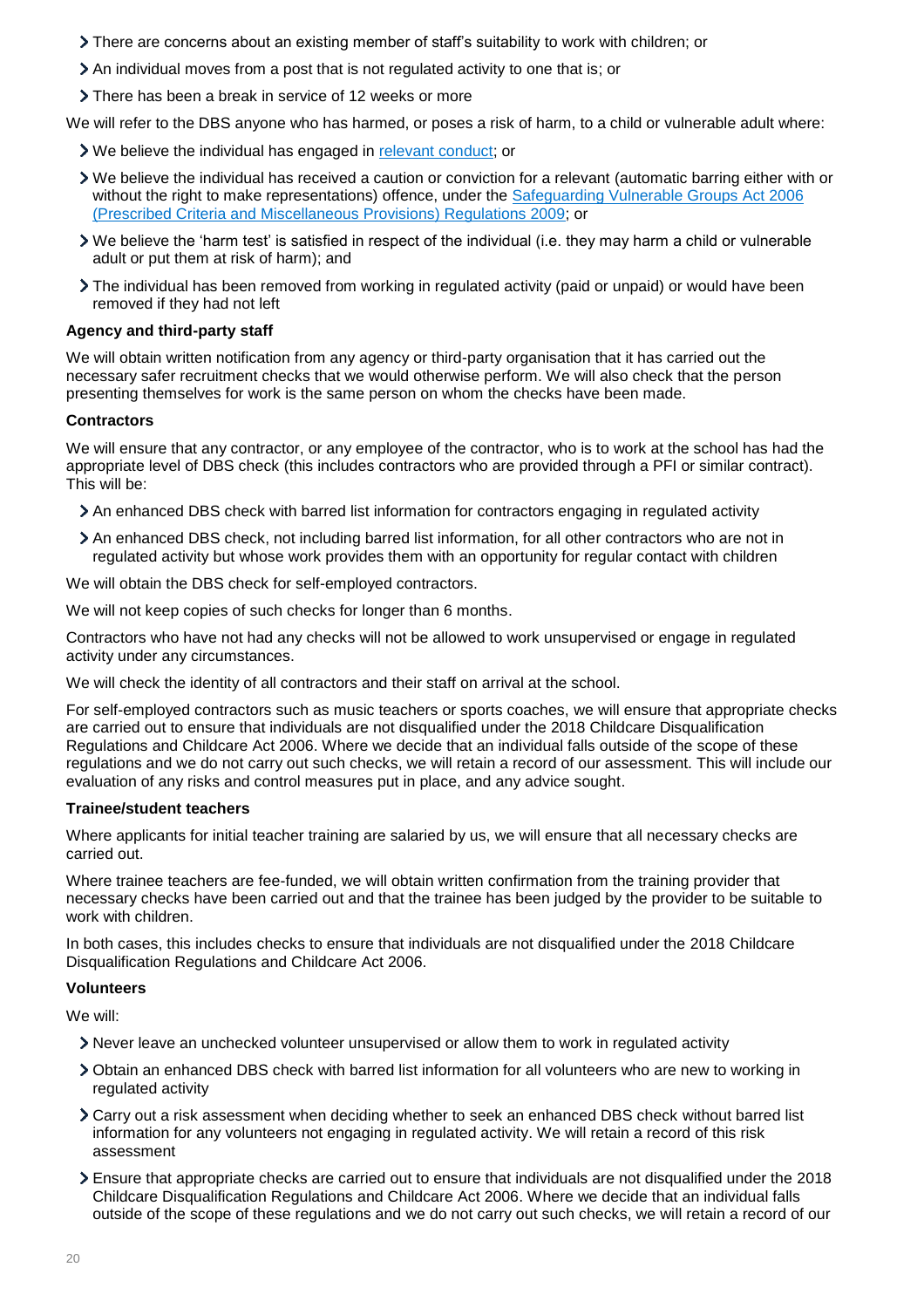- There are concerns about an existing member of staff's suitability to work with children; or
- An individual moves from a post that is not regulated activity to one that is; or
- There has been a break in service of 12 weeks or more

We will refer to the DBS anyone who has harmed, or poses a risk of harm, to a child or vulnerable adult where:

- We believe the individual has engaged in relevant conduct; or
- We believe the individual has received a caution or conviction for a relevant (automatic barring either with or without the right to make representations) offence, under the Safeguarding Vulnerable Groups Act 2006 (Prescribed Criteria and Miscellaneous Provisions) Regulations 2009; or
- We believe the 'harm test' is satisfied in respect of the individual (i.e. they may harm a child or vulnerable adult or put them at risk of harm); and
- The individual has been removed from working in regulated activity (paid or unpaid) or would have been removed if they had not left

**Agency and third-party staff**

We will obtain written notification from any agency or third-party organisation that it has carried out the necessary safer recruitment checks that we would otherwise perform. We will also check that the person presenting themselves for work is the same person on whom the checks have been made.

**Contractors**

We will ensure that any contractor, or any employee of the contractor, who is to work at the school has had the appropriate level of DBS check (this includes contractors who are provided through a PFI or similar contract). This will be:

- An enhanced DBS check with barred list information for contractors engaging in regulated activity
- An enhanced DBS check, not including barred list information, for all other contractors who are not in regulated activity but whose work provides them with an opportunity for regular contact with children

We will obtain the DBS check for self-employed contractors.

We will not keep copies of such checks for longer than 6 months.

Contractors who have not had any checks will not be allowed to work unsupervised or engage in regulated activity under any circumstances.

We will check the identity of all contractors and their staff on arrival at the school.

For self-employed contractors such as music teachers or sports coaches, we will ensure that appropriate checks are carried out to ensure that individuals are not disqualified under the 2018 Childcare Disqualification Regulations and Childcare Act 2006. Where we decide that an individual falls outside of the scope of these regulations and we do not carry out such checks, we will retain a record of our assessment. This will include our evaluation of any risks and control measures put in place, and any advice sought.

**Trainee/student teachers**

Where applicants for initial teacher training are salaried by us, we will ensure that all necessary checks are carried out.

Where trainee teachers are fee-funded, we will obtain written confirmation from the training provider that necessary checks have been carried out and that the trainee has been judged by the provider to be suitable to work with children.

In both cases, this includes checks to ensure that individuals are not disqualified under the 2018 Childcare Disqualification Regulations and Childcare Act 2006.

**Volunteers**

We will:

- Never leave an unchecked volunteer unsupervised or allow them to work in regulated activity
- Obtain an enhanced DBS check with barred list information for all volunteers who are new to working in regulated activity
- Carry out a risk assessment when deciding whether to seek an enhanced DBS check without barred list information for any volunteers not engaging in regulated activity. We will retain a record of this risk assessment
- Ensure that appropriate checks are carried out to ensure that individuals are not disqualified under the 2018 Childcare Disqualification Regulations and Childcare Act 2006. Where we decide that an individual falls outside of the scope of these regulations and we do not carry out such checks, we will retain a record of our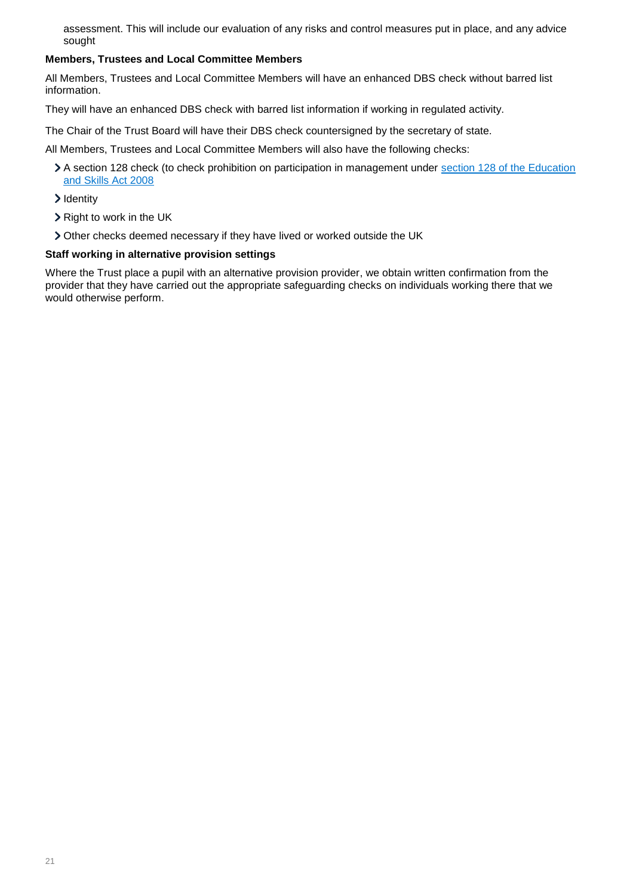assessment. This will include our evaluation of any risks and control measures put in place, and any advice sought

**Members, Trustees and Local Committee Members**

All Members, Trustees and Local Committee Members will have an enhanced DBS check without barred list information.

They will have an enhanced DBS check with barred list information if working in regulated activity.

The Chair of the Trust Board will have their DBS check countersigned by the secretary of state.

All Members, Trustees and Local Committee Members will also have the following checks:

- A section 128 check (to check prohibition on participation in management under [section 128 of the Education and Skills Act 2008](#)
- Identity
- Right to work in the UK
- Other checks deemed necessary if they have lived or worked outside the UK

**Staff working in alternative provision settings**

Where the Trust place a pupil with an alternative provision provider, we obtain written confirmation from the provider that they have carried out the appropriate safeguarding checks on individuals working there that we would otherwise perform.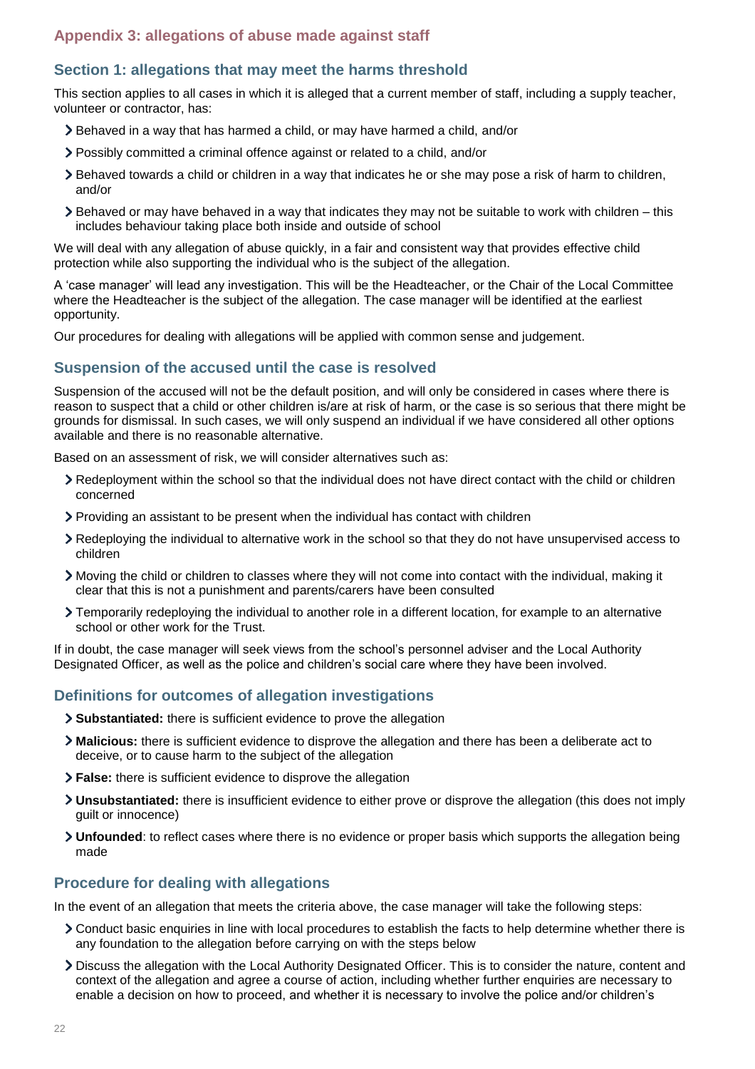## Appendix 3: allegations of abuse made against staff

### Section 1: allegations that may meet the harms threshold

This section applies to all cases in which it is alleged that a current member of staff, including a supply teacher, volunteer or contractor, has:

- Behaved in a way that has harmed a child, or may have harmed a child, and/or
- Possibly committed a criminal offence against or related to a child, and/or
- Behaved towards a child or children in a way that indicates he or she may pose a risk of harm to children, and/or
- Behaved or may have behaved in a way that indicates they may not be suitable to work with children – this includes behaviour taking place both inside and outside of school

We will deal with any allegation of abuse quickly, in a fair and consistent way that provides effective child protection while also supporting the individual who is the subject of the allegation.

A 'case manager' will lead any investigation. This will be the Headteacher, or the Chair of the Local Committee where the Headteacher is the subject of the allegation. The case manager will be identified at the earliest opportunity.

Our procedures for dealing with allegations will be applied with common sense and judgement.

### Suspension of the accused until the case is resolved

Suspension of the accused will not be the default position, and will only be considered in cases where there is reason to suspect that a child or other children is/are at risk of harm, or the case is so serious that there might be grounds for dismissal. In such cases, we will only suspend an individual if we have considered all other options available and there is no reasonable alternative.

Based on an assessment of risk, we will consider alternatives such as:

- Redeployment within the school so that the individual does not have direct contact with the child or children concerned
- Providing an assistant to be present when the individual has contact with children
- Redeploying the individual to alternative work in the school so that they do not have unsupervised access to children
- Moving the child or children to classes where they will not come into contact with the individual, making it clear that this is not a punishment and parents/carers have been consulted
- Temporarily redeploying the individual to another role in a different location, for example to an alternative school or other work for the Trust.

If in doubt, the case manager will seek views from the school's personnel adviser and the Local Authority Designated Officer, as well as the police and children's social care where they have been involved.

### Definitions for outcomes of allegation investigations

- **Substantiated:** there is sufficient evidence to prove the allegation
- **Malicious:** there is sufficient evidence to disprove the allegation and there has been a deliberate act to deceive, or to cause harm to the subject of the allegation
- **False:** there is sufficient evidence to disprove the allegation
- **Unsubstantiated:** there is insufficient evidence to either prove or disprove the allegation (this does not imply guilt or innocence)
- **Unfounded**: to reflect cases where there is no evidence or proper basis which supports the allegation being made

### Procedure for dealing with allegations

In the event of an allegation that meets the criteria above, the case manager will take the following steps:

- Conduct basic enquiries in line with local procedures to establish the facts to help determine whether there is any foundation to the allegation before carrying on with the steps below
- Discuss the allegation with the Local Authority Designated Officer. This is to consider the nature, content and context of the allegation and agree a course of action, including whether further enquiries are necessary to enable a decision on how to proceed, and whether it is necessary to involve the police and/or children's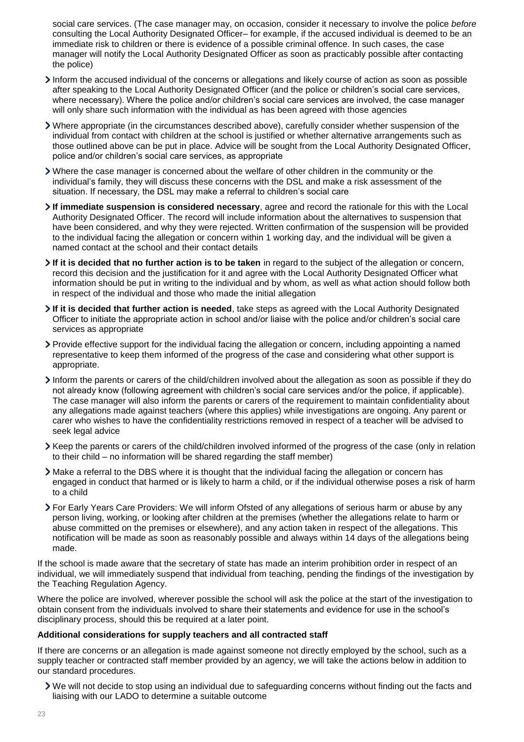social care services. (The case manager may, on occasion, consider it necessary to involve the police *before* consulting the Local Authority Designated Officer– for example, if the accused individual is deemed to be an immediate risk to children or there is evidence of a possible criminal offence. In such cases, the case manager will notify the Local Authority Designated Officer as soon as practicably possible after contacting the police)

- Inform the accused individual of the concerns or allegations and likely course of action as soon as possible after speaking to the Local Authority Designated Officer (and the police or children's social care services, where necessary). Where the police and/or children's social care services are involved, the case manager will only share such information with the individual as has been agreed with those agencies
- Where appropriate (in the circumstances described above), carefully consider whether suspension of the individual from contact with children at the school is justified or whether alternative arrangements such as those outlined above can be put in place. Advice will be sought from the Local Authority Designated Officer, police and/or children's social care services, as appropriate
- Where the case manager is concerned about the welfare of other children in the community or the individual's family, they will discuss these concerns with the DSL and make a risk assessment of the situation. If necessary, the DSL may make a referral to children's social care
- **If immediate suspension is considered necessary**, agree and record the rationale for this with the Local Authority Designated Officer. The record will include information about the alternatives to suspension that have been considered, and why they were rejected. Written confirmation of the suspension will be provided to the individual facing the allegation or concern within 1 working day, and the individual will be given a named contact at the school and their contact details
- **If it is decided that no further action is to be taken** in regard to the subject of the allegation or concern, record this decision and the justification for it and agree with the Local Authority Designated Officer what information should be put in writing to the individual and by whom, as well as what action should follow both in respect of the individual and those who made the initial allegation
- **If it is decided that further action is needed**, take steps as agreed with the Local Authority Designated Officer to initiate the appropriate action in school and/or liaise with the police and/or children's social care services as appropriate
- Provide effective support for the individual facing the allegation or concern, including appointing a named representative to keep them informed of the progress of the case and considering what other support is appropriate.
- Inform the parents or carers of the child/children involved about the allegation as soon as possible if they do not already know (following agreement with children's social care services and/or the police, if applicable). The case manager will also inform the parents or carers of the requirement to maintain confidentiality about any allegations made against teachers (where this applies) while investigations are ongoing. Any parent or carer who wishes to have the confidentiality restrictions removed in respect of a teacher will be advised to seek legal advice
- Keep the parents or carers of the child/children involved informed of the progress of the case (only in relation to their child – no information will be shared regarding the staff member)
- Make a referral to the DBS where it is thought that the individual facing the allegation or concern has engaged in conduct that harmed or is likely to harm a child, or if the individual otherwise poses a risk of harm to a child
- For Early Years Care Providers: We will inform Ofsted of any allegations of serious harm or abuse by any person living, working, or looking after children at the premises (whether the allegations relate to harm or abuse committed on the premises or elsewhere), and any action taken in respect of the allegations. This notification will be made as soon as reasonably possible and always within 14 days of the allegations being made.

If the school is made aware that the secretary of state has made an interim prohibition order in respect of an individual, we will immediately suspend that individual from teaching, pending the findings of the investigation by the Teaching Regulation Agency.

Where the police are involved, wherever possible the school will ask the police at the start of the investigation to obtain consent from the individuals involved to share their statements and evidence for use in the school's disciplinary process, should this be required at a later point.

**Additional considerations for supply teachers and all contracted staff**

If there are concerns or an allegation is made against someone not directly employed by the school, such as a supply teacher or contracted staff member provided by an agency, we will take the actions below in addition to our standard procedures.

- We will not decide to stop using an individual due to safeguarding concerns without finding out the facts and liaising with our LADO to determine a suitable outcome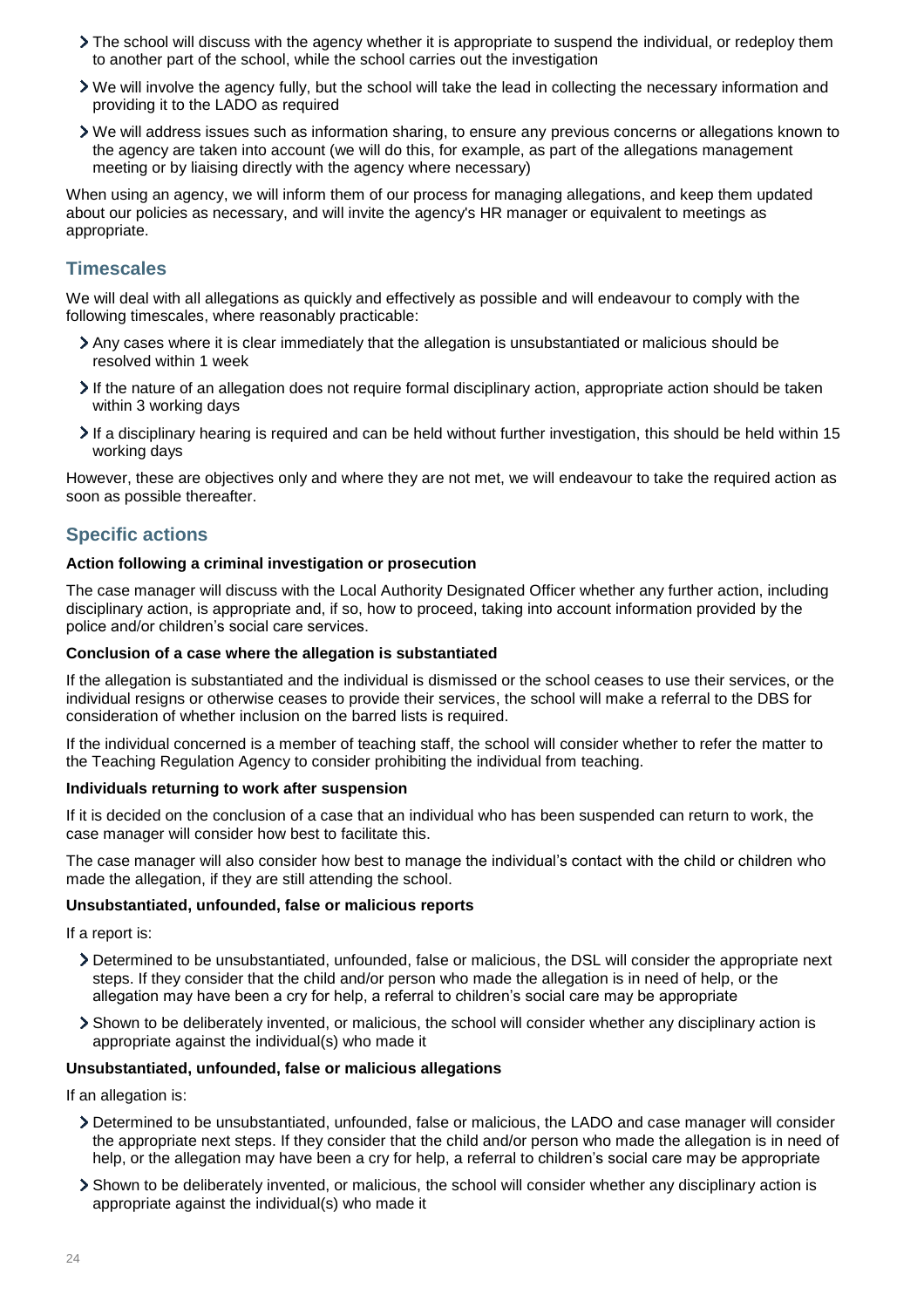- The school will discuss with the agency whether it is appropriate to suspend the individual, or redeploy them to another part of the school, while the school carries out the investigation
- We will involve the agency fully, but the school will take the lead in collecting the necessary information and providing it to the LADO as required
- We will address issues such as information sharing, to ensure any previous concerns or allegations known to the agency are taken into account (we will do this, for example, as part of the allegations management meeting or by liaising directly with the agency where necessary)

When using an agency, we will inform them of our process for managing allegations, and keep them updated about our policies as necessary, and will invite the agency's HR manager or equivalent to meetings as appropriate.

## Timescales

We will deal with all allegations as quickly and effectively as possible and will endeavour to comply with the following timescales, where reasonably practicable:

- Any cases where it is clear immediately that the allegation is unsubstantiated or malicious should be resolved within 1 week
- If the nature of an allegation does not require formal disciplinary action, appropriate action should be taken within 3 working days
- If a disciplinary hearing is required and can be held without further investigation, this should be held within 15 working days

However, these are objectives only and where they are not met, we will endeavour to take the required action as soon as possible thereafter.

## Specific actions

**Action following a criminal investigation or prosecution**

The case manager will discuss with the Local Authority Designated Officer whether any further action, including disciplinary action, is appropriate and, if so, how to proceed, taking into account information provided by the police and/or children's social care services.

**Conclusion of a case where the allegation is substantiated**

If the allegation is substantiated and the individual is dismissed or the school ceases to use their services, or the individual resigns or otherwise ceases to provide their services, the school will make a referral to the DBS for consideration of whether inclusion on the barred lists is required.

If the individual concerned is a member of teaching staff, the school will consider whether to refer the matter to the Teaching Regulation Agency to consider prohibiting the individual from teaching.

**Individuals returning to work after suspension**

If it is decided on the conclusion of a case that an individual who has been suspended can return to work, the case manager will consider how best to facilitate this.

The case manager will also consider how best to manage the individual's contact with the child or children who made the allegation, if they are still attending the school.

**Unsubstantiated, unfounded, false or malicious reports**

If a report is:

- Determined to be unsubstantiated, unfounded, false or malicious, the DSL will consider the appropriate next steps. If they consider that the child and/or person who made the allegation is in need of help, or the allegation may have been a cry for help, a referral to children's social care may be appropriate
- Shown to be deliberately invented, or malicious, the school will consider whether any disciplinary action is appropriate against the individual(s) who made it

**Unsubstantiated, unfounded, false or malicious allegations**

If an allegation is:

- Determined to be unsubstantiated, unfounded, false or malicious, the LADO and case manager will consider the appropriate next steps. If they consider that the child and/or person who made the allegation is in need of help, or the allegation may have been a cry for help, a referral to children's social care may be appropriate
- Shown to be deliberately invented, or malicious, the school will consider whether any disciplinary action is appropriate against the individual(s) who made it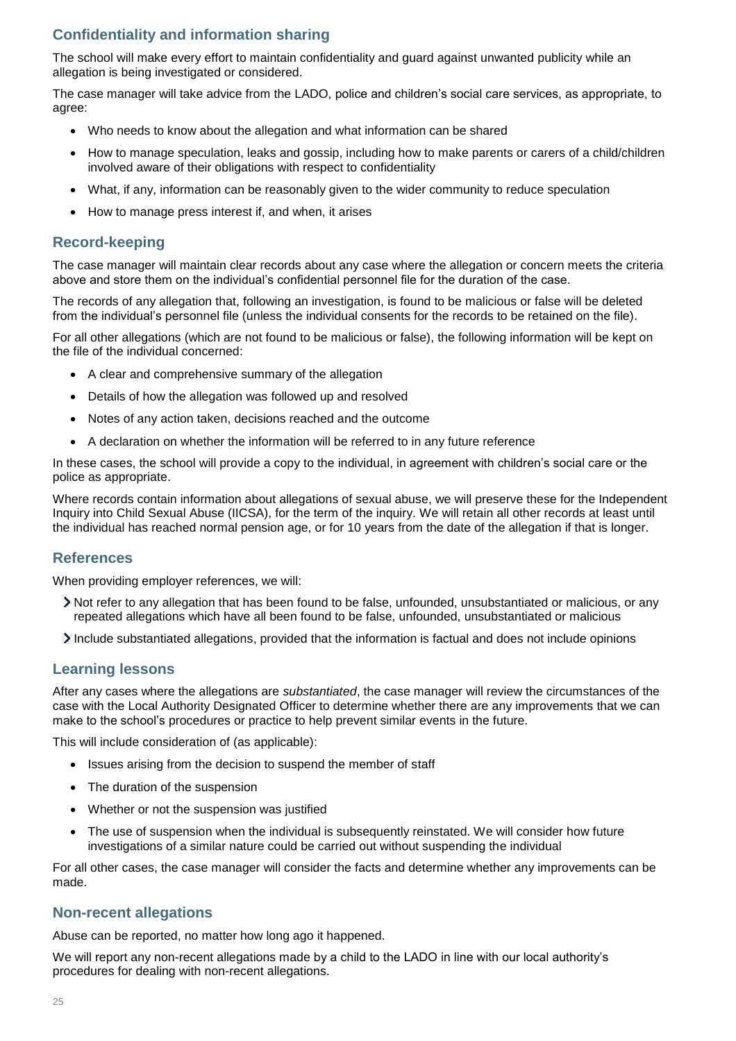## Confidentiality and information sharing

The school will make every effort to maintain confidentiality and guard against unwanted publicity while an allegation is being investigated or considered.

The case manager will take advice from the LADO, police and children's social care services, as appropriate, to agree:

- Who needs to know about the allegation and what information can be shared
- How to manage speculation, leaks and gossip, including how to make parents or carers of a child/children involved aware of their obligations with respect to confidentiality
- What, if any, information can be reasonably given to the wider community to reduce speculation
- How to manage press interest if, and when, it arises

## Record-keeping

The case manager will maintain clear records about any case where the allegation or concern meets the criteria above and store them on the individual's confidential personnel file for the duration of the case.

The records of any allegation that, following an investigation, is found to be malicious or false will be deleted from the individual's personnel file (unless the individual consents for the records to be retained on the file).

For all other allegations (which are not found to be malicious or false), the following information will be kept on the file of the individual concerned:

- A clear and comprehensive summary of the allegation
- Details of how the allegation was followed up and resolved
- Notes of any action taken, decisions reached and the outcome
- A declaration on whether the information will be referred to in any future reference

In these cases, the school will provide a copy to the individual, in agreement with children's social care or the police as appropriate.

Where records contain information about allegations of sexual abuse, we will preserve these for the Independent Inquiry into Child Sexual Abuse (IICSA), for the term of the inquiry. We will retain all other records at least until the individual has reached normal pension age, or for 10 years from the date of the allegation if that is longer.

## References

When providing employer references, we will:

- Not refer to any allegation that has been found to be false, unfounded, unsubstantiated or malicious, or any repeated allegations which have all been found to be false, unfounded, unsubstantiated or malicious
- Include substantiated allegations, provided that the information is factual and does not include opinions

## Learning lessons

After any cases where the allegations are *substantiated*, the case manager will review the circumstances of the case with the Local Authority Designated Officer to determine whether there are any improvements that we can make to the school's procedures or practice to help prevent similar events in the future.

This will include consideration of (as applicable):

- Issues arising from the decision to suspend the member of staff
- The duration of the suspension
- Whether or not the suspension was justified
- The use of suspension when the individual is subsequently reinstated. We will consider how future investigations of a similar nature could be carried out without suspending the individual

For all other cases, the case manager will consider the facts and determine whether any improvements can be made.

## Non-recent allegations

Abuse can be reported, no matter how long ago it happened.

We will report any non-recent allegations made by a child to the LADO in line with our local authority's procedures for dealing with non-recent allegations.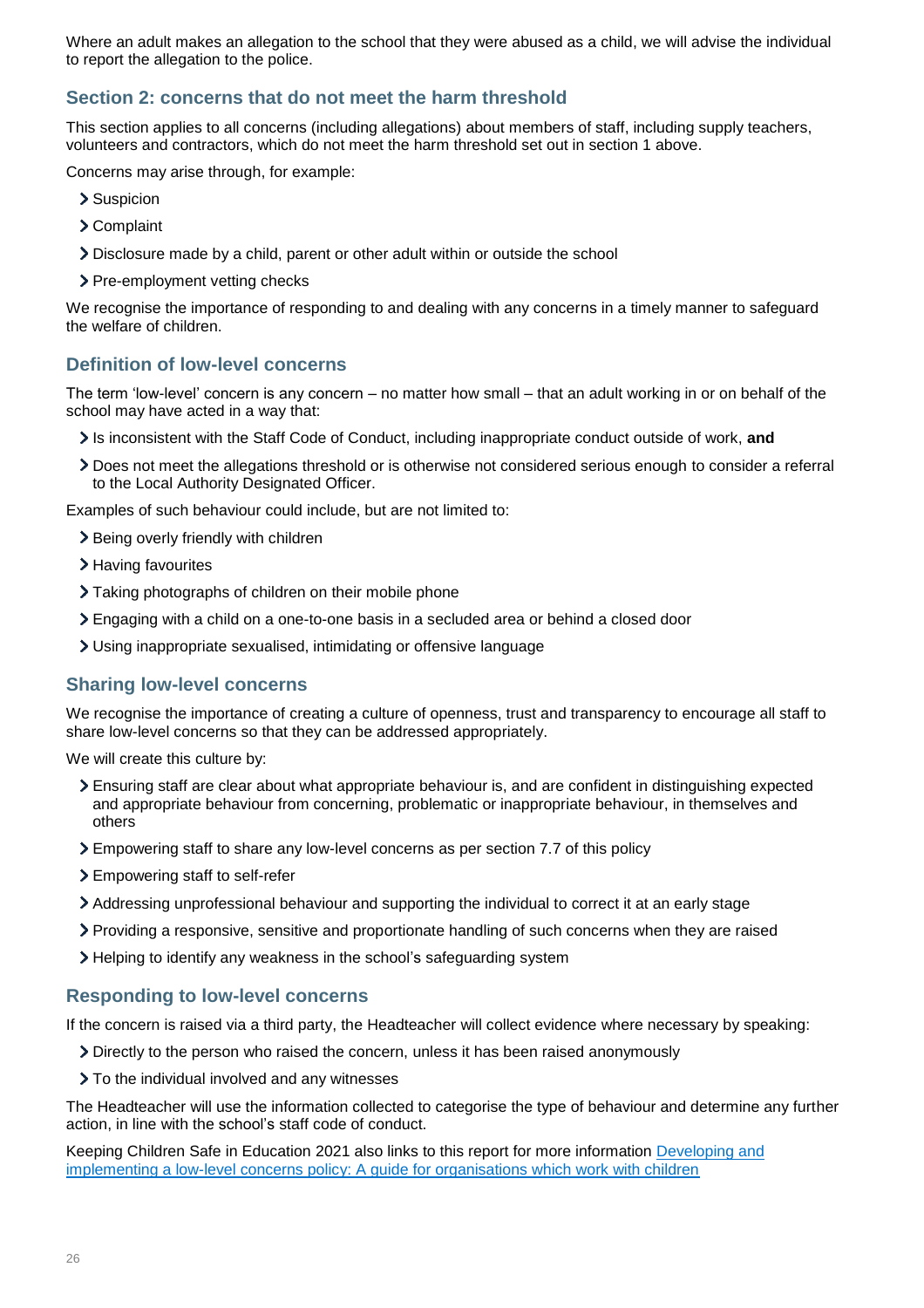Where an adult makes an allegation to the school that they were abused as a child, we will advise the individual to report the allegation to the police.

## Section 2: concerns that do not meet the harm threshold

This section applies to all concerns (including allegations) about members of staff, including supply teachers, volunteers and contractors, which do not meet the harm threshold set out in section 1 above.

Concerns may arise through, for example:

- Suspicion
- Complaint
- Disclosure made by a child, parent or other adult within or outside the school
- Pre-employment vetting checks

We recognise the importance of responding to and dealing with any concerns in a timely manner to safeguard the welfare of children.

## Definition of low-level concerns

The term 'low-level' concern is any concern – no matter how small – that an adult working in or on behalf of the school may have acted in a way that:

- Is inconsistent with the Staff Code of Conduct, including inappropriate conduct outside of work, **and**
- Does not meet the allegations threshold or is otherwise not considered serious enough to consider a referral to the Local Authority Designated Officer.

Examples of such behaviour could include, but are not limited to:

- Being overly friendly with children
- Having favourites
- Taking photographs of children on their mobile phone
- Engaging with a child on a one-to-one basis in a secluded area or behind a closed door
- Using inappropriate sexualised, intimidating or offensive language

## Sharing low-level concerns

We recognise the importance of creating a culture of openness, trust and transparency to encourage all staff to share low-level concerns so that they can be addressed appropriately.

We will create this culture by:

- Ensuring staff are clear about what appropriate behaviour is, and are confident in distinguishing expected and appropriate behaviour from concerning, problematic or inappropriate behaviour, in themselves and others
- Empowering staff to share any low-level concerns as per section 7.7 of this policy
- Empowering staff to self-refer
- Addressing unprofessional behaviour and supporting the individual to correct it at an early stage
- Providing a responsive, sensitive and proportionate handling of such concerns when they are raised
- Helping to identify any weakness in the school's safeguarding system

## Responding to low-level concerns

If the concern is raised via a third party, the Headteacher will collect evidence where necessary by speaking:

- Directly to the person who raised the concern, unless it has been raised anonymously
- To the individual involved and any witnesses

The Headteacher will use the information collected to categorise the type of behaviour and determine any further action, in line with the school's staff code of conduct.

Keeping Children Safe in Education 2021 also links to this report for more information [Developing and implementing a low-level concerns policy: A guide for organisations which work with children]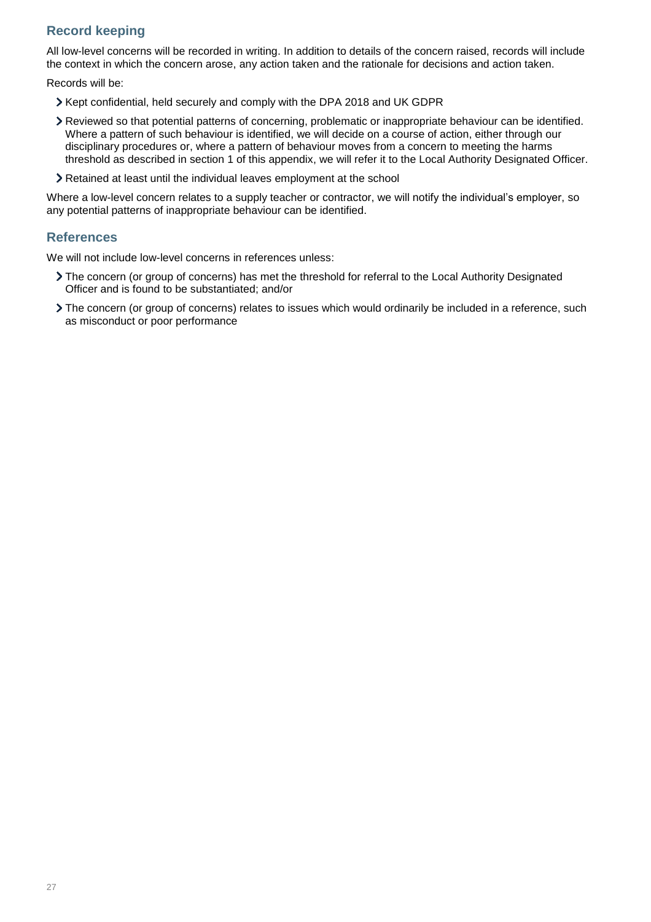## Record keeping

All low-level concerns will be recorded in writing. In addition to details of the concern raised, records will include the context in which the concern arose, any action taken and the rationale for decisions and action taken.

Records will be:

- Kept confidential, held securely and comply with the DPA 2018 and UK GDPR
- Reviewed so that potential patterns of concerning, problematic or inappropriate behaviour can be identified. Where a pattern of such behaviour is identified, we will decide on a course of action, either through our disciplinary procedures or, where a pattern of behaviour moves from a concern to meeting the harms threshold as described in section 1 of this appendix, we will refer it to the Local Authority Designated Officer.
- Retained at least until the individual leaves employment at the school

Where a low-level concern relates to a supply teacher or contractor, we will notify the individual's employer, so any potential patterns of inappropriate behaviour can be identified.

## References

We will not include low-level concerns in references unless:

- The concern (or group of concerns) has met the threshold for referral to the Local Authority Designated Officer and is found to be substantiated; and/or
- The concern (or group of concerns) relates to issues which would ordinarily be included in a reference, such as misconduct or poor performance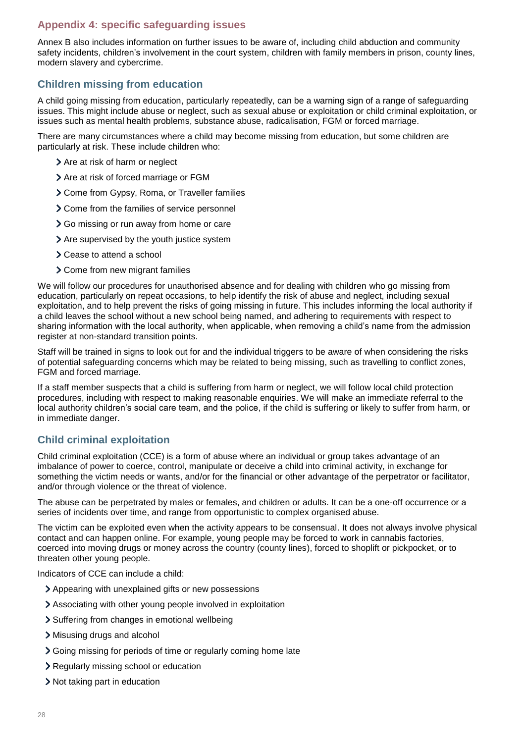## Appendix 4: specific safeguarding issues

Annex B also includes information on further issues to be aware of, including child abduction and community safety incidents, children's involvement in the court system, children with family members in prison, county lines, modern slavery and cybercrime.

### Children missing from education

A child going missing from education, particularly repeatedly, can be a warning sign of a range of safeguarding issues. This might include abuse or neglect, such as sexual abuse or exploitation or child criminal exploitation, or issues such as mental health problems, substance abuse, radicalisation, FGM or forced marriage.

There are many circumstances where a child may become missing from education, but some children are particularly at risk. These include children who:

- Are at risk of harm or neglect
- Are at risk of forced marriage or FGM
- Come from Gypsy, Roma, or Traveller families
- Come from the families of service personnel
- Go missing or run away from home or care
- Are supervised by the youth justice system
- Cease to attend a school
- Come from new migrant families

We will follow our procedures for unauthorised absence and for dealing with children who go missing from education, particularly on repeat occasions, to help identify the risk of abuse and neglect, including sexual exploitation, and to help prevent the risks of going missing in future. This includes informing the local authority if a child leaves the school without a new school being named, and adhering to requirements with respect to sharing information with the local authority, when applicable, when removing a child's name from the admission register at non-standard transition points.

Staff will be trained in signs to look out for and the individual triggers to be aware of when considering the risks of potential safeguarding concerns which may be related to being missing, such as travelling to conflict zones, FGM and forced marriage.

If a staff member suspects that a child is suffering from harm or neglect, we will follow local child protection procedures, including with respect to making reasonable enquiries. We will make an immediate referral to the local authority children's social care team, and the police, if the child is suffering or likely to suffer from harm, or in immediate danger.

### Child criminal exploitation

Child criminal exploitation (CCE) is a form of abuse where an individual or group takes advantage of an imbalance of power to coerce, control, manipulate or deceive a child into criminal activity, in exchange for something the victim needs or wants, and/or for the financial or other advantage of the perpetrator or facilitator, and/or through violence or the threat of violence.

The abuse can be perpetrated by males or females, and children or adults. It can be a one-off occurrence or a series of incidents over time, and range from opportunistic to complex organised abuse.

The victim can be exploited even when the activity appears to be consensual. It does not always involve physical contact and can happen online. For example, young people may be forced to work in cannabis factories, coerced into moving drugs or money across the country (county lines), forced to shoplift or pickpocket, or to threaten other young people.

Indicators of CCE can include a child:

- Appearing with unexplained gifts or new possessions
- Associating with other young people involved in exploitation
- Suffering from changes in emotional wellbeing
- Misusing drugs and alcohol
- Going missing for periods of time or regularly coming home late
- Regularly missing school or education
- Not taking part in education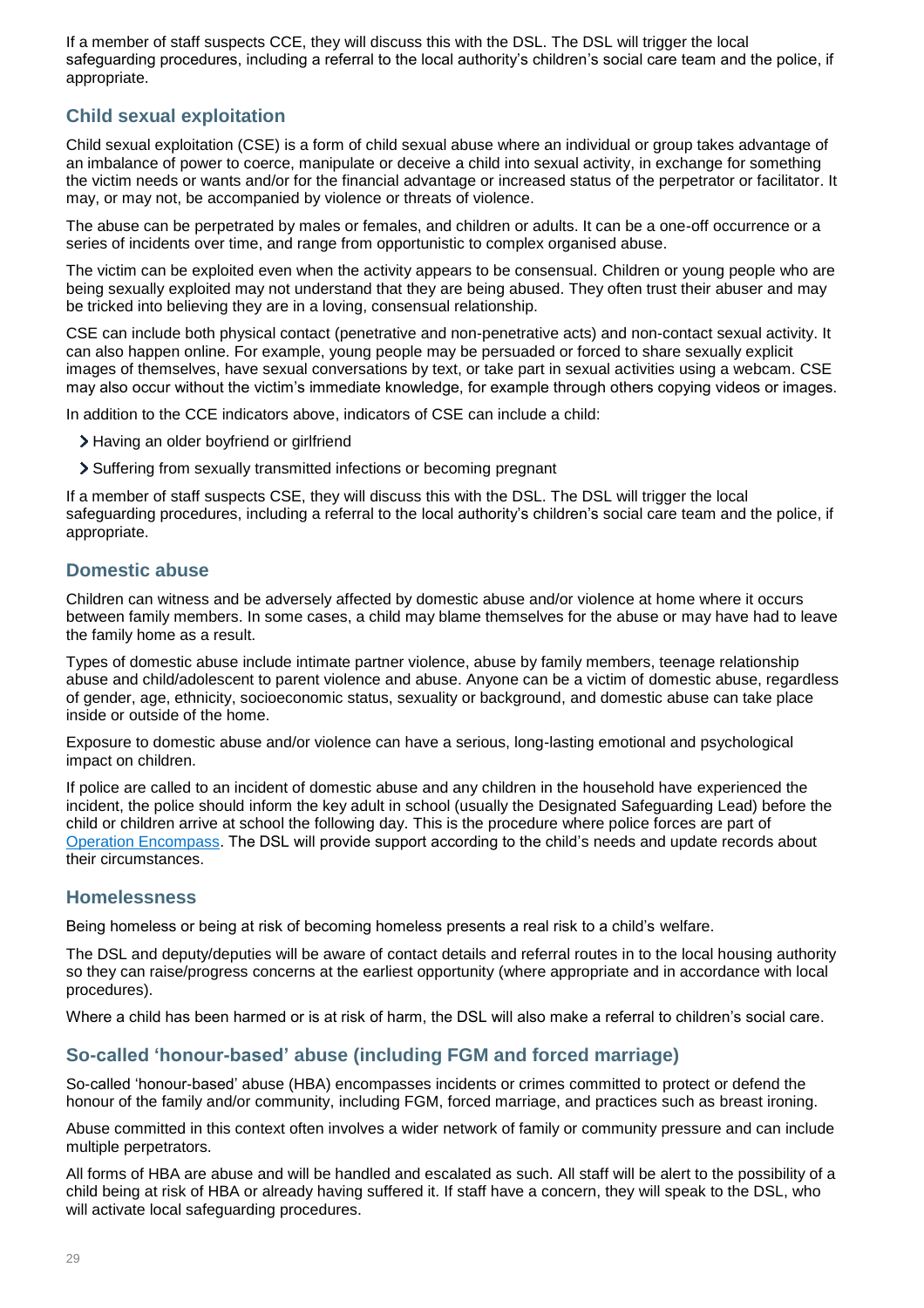If a member of staff suspects CCE, they will discuss this with the DSL. The DSL will trigger the local safeguarding procedures, including a referral to the local authority's children's social care team and the police, if appropriate.

### Child sexual exploitation

Child sexual exploitation (CSE) is a form of child sexual abuse where an individual or group takes advantage of an imbalance of power to coerce, manipulate or deceive a child into sexual activity, in exchange for something the victim needs or wants and/or for the financial advantage or increased status of the perpetrator or facilitator. It may, or may not, be accompanied by violence or threats of violence.

The abuse can be perpetrated by males or females, and children or adults. It can be a one-off occurrence or a series of incidents over time, and range from opportunistic to complex organised abuse.

The victim can be exploited even when the activity appears to be consensual. Children or young people who are being sexually exploited may not understand that they are being abused. They often trust their abuser and may be tricked into believing they are in a loving, consensual relationship.

CSE can include both physical contact (penetrative and non-penetrative acts) and non-contact sexual activity. It can also happen online. For example, young people may be persuaded or forced to share sexually explicit images of themselves, have sexual conversations by text, or take part in sexual activities using a webcam. CSE may also occur without the victim's immediate knowledge, for example through others copying videos or images.

In addition to the CCE indicators above, indicators of CSE can include a child:

- Having an older boyfriend or girlfriend
- Suffering from sexually transmitted infections or becoming pregnant

If a member of staff suspects CSE, they will discuss this with the DSL. The DSL will trigger the local safeguarding procedures, including a referral to the local authority's children's social care team and the police, if appropriate.

### Domestic abuse

Children can witness and be adversely affected by domestic abuse and/or violence at home where it occurs between family members. In some cases, a child may blame themselves for the abuse or may have had to leave the family home as a result.

Types of domestic abuse include intimate partner violence, abuse by family members, teenage relationship abuse and child/adolescent to parent violence and abuse. Anyone can be a victim of domestic abuse, regardless of gender, age, ethnicity, socioeconomic status, sexuality or background, and domestic abuse can take place inside or outside of the home.

Exposure to domestic abuse and/or violence can have a serious, long-lasting emotional and psychological impact on children.

If police are called to an incident of domestic abuse and any children in the household have experienced the incident, the police should inform the key adult in school (usually the Designated Safeguarding Lead) before the child or children arrive at school the following day. This is the procedure where police forces are part of Operation Encompass. The DSL will provide support according to the child's needs and update records about their circumstances.

### Homelessness

Being homeless or being at risk of becoming homeless presents a real risk to a child's welfare.

The DSL and deputy/deputies will be aware of contact details and referral routes in to the local housing authority so they can raise/progress concerns at the earliest opportunity (where appropriate and in accordance with local procedures).

Where a child has been harmed or is at risk of harm, the DSL will also make a referral to children's social care.

### So-called 'honour-based' abuse (including FGM and forced marriage)

So-called 'honour-based' abuse (HBA) encompasses incidents or crimes committed to protect or defend the honour of the family and/or community, including FGM, forced marriage, and practices such as breast ironing.

Abuse committed in this context often involves a wider network of family or community pressure and can include multiple perpetrators.

All forms of HBA are abuse and will be handled and escalated as such. All staff will be alert to the possibility of a child being at risk of HBA or already having suffered it. If staff have a concern, they will speak to the DSL, who will activate local safeguarding procedures.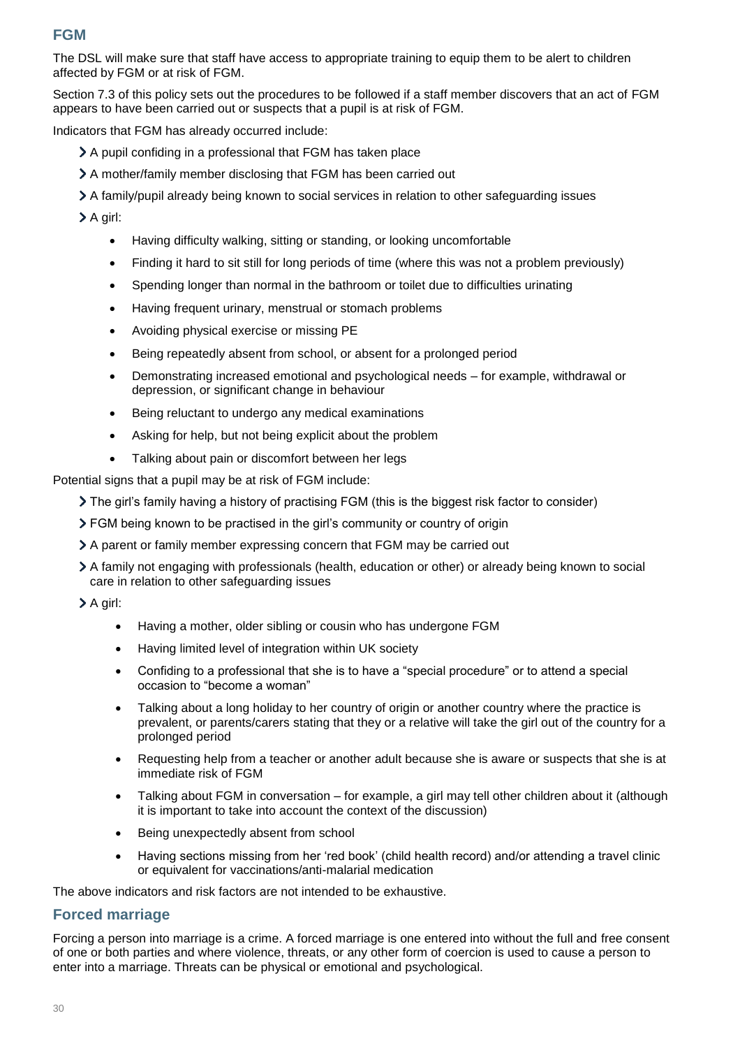## FGM

The DSL will make sure that staff have access to appropriate training to equip them to be alert to children affected by FGM or at risk of FGM.

Section 7.3 of this policy sets out the procedures to be followed if a staff member discovers that an act of FGM appears to have been carried out or suspects that a pupil is at risk of FGM.

Indicators that FGM has already occurred include:

- A pupil confiding in a professional that FGM has taken place
- A mother/family member disclosing that FGM has been carried out
- A family/pupil already being known to social services in relation to other safeguarding issues
- A girl:
    - Having difficulty walking, sitting or standing, or looking uncomfortable
    - Finding it hard to sit still for long periods of time (where this was not a problem previously)
    - Spending longer than normal in the bathroom or toilet due to difficulties urinating
    - Having frequent urinary, menstrual or stomach problems
    - Avoiding physical exercise or missing PE
    - Being repeatedly absent from school, or absent for a prolonged period
    - Demonstrating increased emotional and psychological needs – for example, withdrawal or depression, or significant change in behaviour
    - Being reluctant to undergo any medical examinations
    - Asking for help, but not being explicit about the problem
    - Talking about pain or discomfort between her legs

Potential signs that a pupil may be at risk of FGM include:

- The girl's family having a history of practising FGM (this is the biggest risk factor to consider)
- FGM being known to be practised in the girl's community or country of origin
- A parent or family member expressing concern that FGM may be carried out
- A family not engaging with professionals (health, education or other) or already being known to social care in relation to other safeguarding issues
- A girl:
    - Having a mother, older sibling or cousin who has undergone FGM
    - Having limited level of integration within UK society
    - Confiding to a professional that she is to have a "special procedure" or to attend a special occasion to "become a woman"
    - Talking about a long holiday to her country of origin or another country where the practice is prevalent, or parents/carers stating that they or a relative will take the girl out of the country for a prolonged period
    - Requesting help from a teacher or another adult because she is aware or suspects that she is at immediate risk of FGM
    - Talking about FGM in conversation – for example, a girl may tell other children about it (although it is important to take into account the context of the discussion)
    - Being unexpectedly absent from school
    - Having sections missing from her 'red book' (child health record) and/or attending a travel clinic or equivalent for vaccinations/anti-malarial medication

The above indicators and risk factors are not intended to be exhaustive.

## Forced marriage

Forcing a person into marriage is a crime. A forced marriage is one entered into without the full and free consent of one or both parties and where violence, threats, or any other form of coercion is used to cause a person to enter into a marriage. Threats can be physical or emotional and psychological.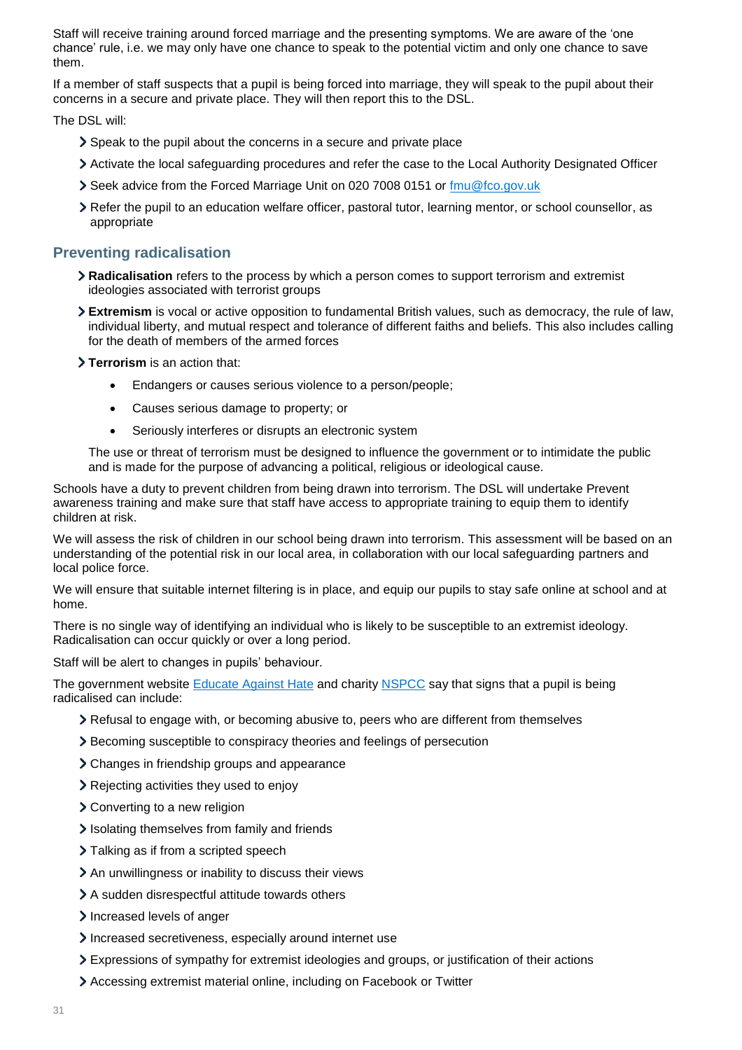Staff will receive training around forced marriage and the presenting symptoms. We are aware of the 'one chance' rule, i.e. we may only have one chance to speak to the potential victim and only one chance to save them.

If a member of staff suspects that a pupil is being forced into marriage, they will speak to the pupil about their concerns in a secure and private place. They will then report this to the DSL.

The DSL will:

- Speak to the pupil about the concerns in a secure and private place
- Activate the local safeguarding procedures and refer the case to the Local Authority Designated Officer
- Seek advice from the Forced Marriage Unit on 020 7008 0151 or [fmu@fco.gov.uk](mailto:fmu@fco.gov.uk)
- Refer the pupil to an education welfare officer, pastoral tutor, learning mentor, or school counsellor, as appropriate

## Preventing radicalisation

- **Radicalisation** refers to the process by which a person comes to support terrorism and extremist ideologies associated with terrorist groups
- **Extremism** is vocal or active opposition to fundamental British values, such as democracy, the rule of law, individual liberty, and mutual respect and tolerance of different faiths and beliefs. This also includes calling for the death of members of the armed forces
- **Terrorism** is an action that:
  - Endangers or causes serious violence to a person/people;
  - Causes serious damage to property; or
  - Seriously interferes or disrupts an electronic system

  The use or threat of terrorism must be designed to influence the government or to intimidate the public and is made for the purpose of advancing a political, religious or ideological cause.

Schools have a duty to prevent children from being drawn into terrorism. The DSL will undertake Prevent awareness training and make sure that staff have access to appropriate training to equip them to identify children at risk.

We will assess the risk of children in our school being drawn into terrorism. This assessment will be based on an understanding of the potential risk in our local area, in collaboration with our local safeguarding partners and local police force.

We will ensure that suitable internet filtering is in place, and equip our pupils to stay safe online at school and at home.

There is no single way of identifying an individual who is likely to be susceptible to an extremist ideology. Radicalisation can occur quickly or over a long period.

Staff will be alert to changes in pupils' behaviour.

The government website [Educate Against Hate](https://educateagainsthate.com/) and charity [NSPCC](https://www.nspcc.org.uk/) say that signs that a pupil is being radicalised can include:

- Refusal to engage with, or becoming abusive to, peers who are different from themselves
- Becoming susceptible to conspiracy theories and feelings of persecution
- Changes in friendship groups and appearance
- Rejecting activities they used to enjoy
- Converting to a new religion
- Isolating themselves from family and friends
- Talking as if from a scripted speech
- An unwillingness or inability to discuss their views
- A sudden disrespectful attitude towards others
- Increased levels of anger
- Increased secretiveness, especially around internet use
- Expressions of sympathy for extremist ideologies and groups, or justification of their actions
- Accessing extremist material online, including on Facebook or Twitter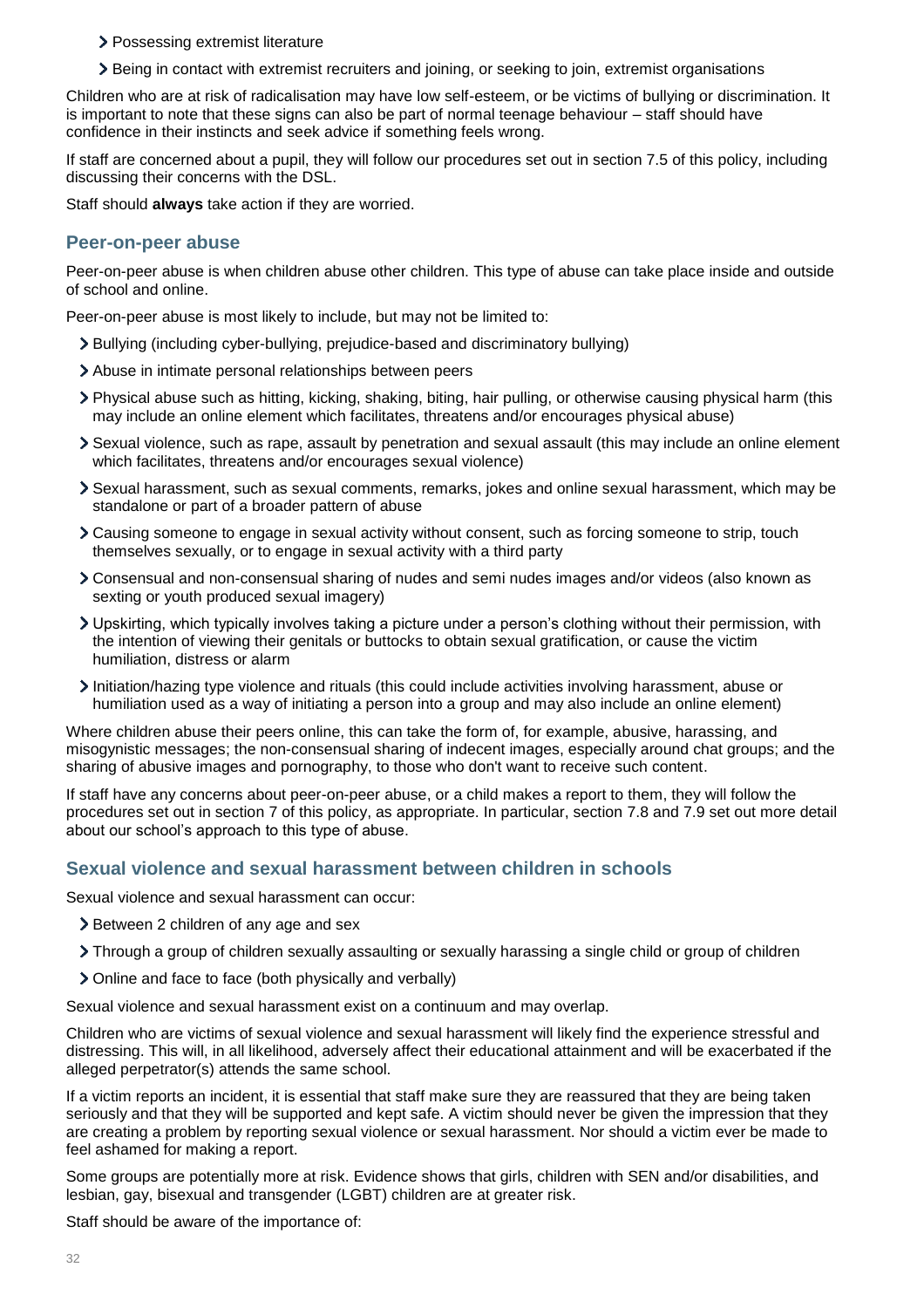- Possessing extremist literature
- Being in contact with extremist recruiters and joining, or seeking to join, extremist organisations

Children who are at risk of radicalisation may have low self-esteem, or be victims of bullying or discrimination. It is important to note that these signs can also be part of normal teenage behaviour – staff should have confidence in their instincts and seek advice if something feels wrong.

If staff are concerned about a pupil, they will follow our procedures set out in section 7.5 of this policy, including discussing their concerns with the DSL.

Staff should **always** take action if they are worried.

### Peer-on-peer abuse

Peer-on-peer abuse is when children abuse other children. This type of abuse can take place inside and outside of school and online.

Peer-on-peer abuse is most likely to include, but may not be limited to:

- Bullying (including cyber-bullying, prejudice-based and discriminatory bullying)
- Abuse in intimate personal relationships between peers
- Physical abuse such as hitting, kicking, shaking, biting, hair pulling, or otherwise causing physical harm (this may include an online element which facilitates, threatens and/or encourages physical abuse)
- Sexual violence, such as rape, assault by penetration and sexual assault (this may include an online element which facilitates, threatens and/or encourages sexual violence)
- Sexual harassment, such as sexual comments, remarks, jokes and online sexual harassment, which may be standalone or part of a broader pattern of abuse
- Causing someone to engage in sexual activity without consent, such as forcing someone to strip, touch themselves sexually, or to engage in sexual activity with a third party
- Consensual and non-consensual sharing of nudes and semi nudes images and/or videos (also known as sexting or youth produced sexual imagery)
- Upskirting, which typically involves taking a picture under a person's clothing without their permission, with the intention of viewing their genitals or buttocks to obtain sexual gratification, or cause the victim humiliation, distress or alarm
- Initiation/hazing type violence and rituals (this could include activities involving harassment, abuse or humiliation used as a way of initiating a person into a group and may also include an online element)

Where children abuse their peers online, this can take the form of, for example, abusive, harassing, and misogynistic messages; the non-consensual sharing of indecent images, especially around chat groups; and the sharing of abusive images and pornography, to those who don't want to receive such content.

If staff have any concerns about peer-on-peer abuse, or a child makes a report to them, they will follow the procedures set out in section 7 of this policy, as appropriate. In particular, section 7.8 and 7.9 set out more detail about our school's approach to this type of abuse.

### Sexual violence and sexual harassment between children in schools

Sexual violence and sexual harassment can occur:

- Between 2 children of any age and sex
- Through a group of children sexually assaulting or sexually harassing a single child or group of children
- Online and face to face (both physically and verbally)

Sexual violence and sexual harassment exist on a continuum and may overlap.

Children who are victims of sexual violence and sexual harassment will likely find the experience stressful and distressing. This will, in all likelihood, adversely affect their educational attainment and will be exacerbated if the alleged perpetrator(s) attends the same school.

If a victim reports an incident, it is essential that staff make sure they are reassured that they are being taken seriously and that they will be supported and kept safe. A victim should never be given the impression that they are creating a problem by reporting sexual violence or sexual harassment. Nor should a victim ever be made to feel ashamed for making a report.

Some groups are potentially more at risk. Evidence shows that girls, children with SEN and/or disabilities, and lesbian, gay, bisexual and transgender (LGBT) children are at greater risk.

Staff should be aware of the importance of: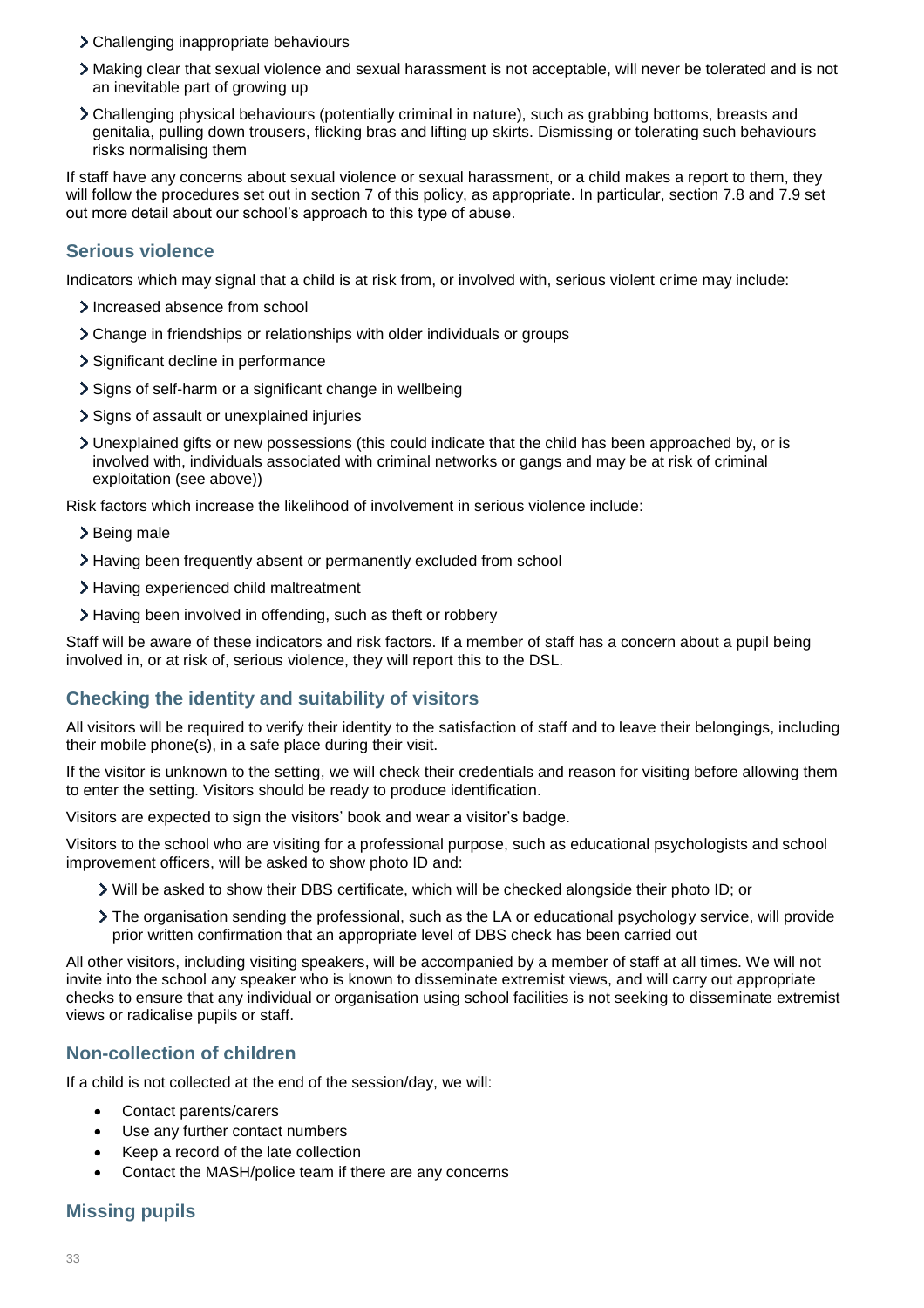- Challenging inappropriate behaviours
- Making clear that sexual violence and sexual harassment is not acceptable, will never be tolerated and is not an inevitable part of growing up
- Challenging physical behaviours (potentially criminal in nature), such as grabbing bottoms, breasts and genitalia, pulling down trousers, flicking bras and lifting up skirts. Dismissing or tolerating such behaviours risks normalising them

If staff have any concerns about sexual violence or sexual harassment, or a child makes a report to them, they will follow the procedures set out in section 7 of this policy, as appropriate. In particular, section 7.8 and 7.9 set out more detail about our school's approach to this type of abuse.

### Serious violence

Indicators which may signal that a child is at risk from, or involved with, serious violent crime may include:

- Increased absence from school
- Change in friendships or relationships with older individuals or groups
- Significant decline in performance
- Signs of self-harm or a significant change in wellbeing
- Signs of assault or unexplained injuries
- Unexplained gifts or new possessions (this could indicate that the child has been approached by, or is involved with, individuals associated with criminal networks or gangs and may be at risk of criminal exploitation (see above))

Risk factors which increase the likelihood of involvement in serious violence include:

- Being male
- Having been frequently absent or permanently excluded from school
- Having experienced child maltreatment
- Having been involved in offending, such as theft or robbery

Staff will be aware of these indicators and risk factors. If a member of staff has a concern about a pupil being involved in, or at risk of, serious violence, they will report this to the DSL.

### Checking the identity and suitability of visitors

All visitors will be required to verify their identity to the satisfaction of staff and to leave their belongings, including their mobile phone(s), in a safe place during their visit.

If the visitor is unknown to the setting, we will check their credentials and reason for visiting before allowing them to enter the setting. Visitors should be ready to produce identification.

Visitors are expected to sign the visitors' book and wear a visitor's badge.

Visitors to the school who are visiting for a professional purpose, such as educational psychologists and school improvement officers, will be asked to show photo ID and:

- Will be asked to show their DBS certificate, which will be checked alongside their photo ID; or
- The organisation sending the professional, such as the LA or educational psychology service, will provide prior written confirmation that an appropriate level of DBS check has been carried out

All other visitors, including visiting speakers, will be accompanied by a member of staff at all times. We will not invite into the school any speaker who is known to disseminate extremist views, and will carry out appropriate checks to ensure that any individual or organisation using school facilities is not seeking to disseminate extremist views or radicalise pupils or staff.

### Non-collection of children

If a child is not collected at the end of the session/day, we will:

- Contact parents/carers
- Use any further contact numbers
- Keep a record of the late collection
- Contact the MASH/police team if there are any concerns

### Missing pupils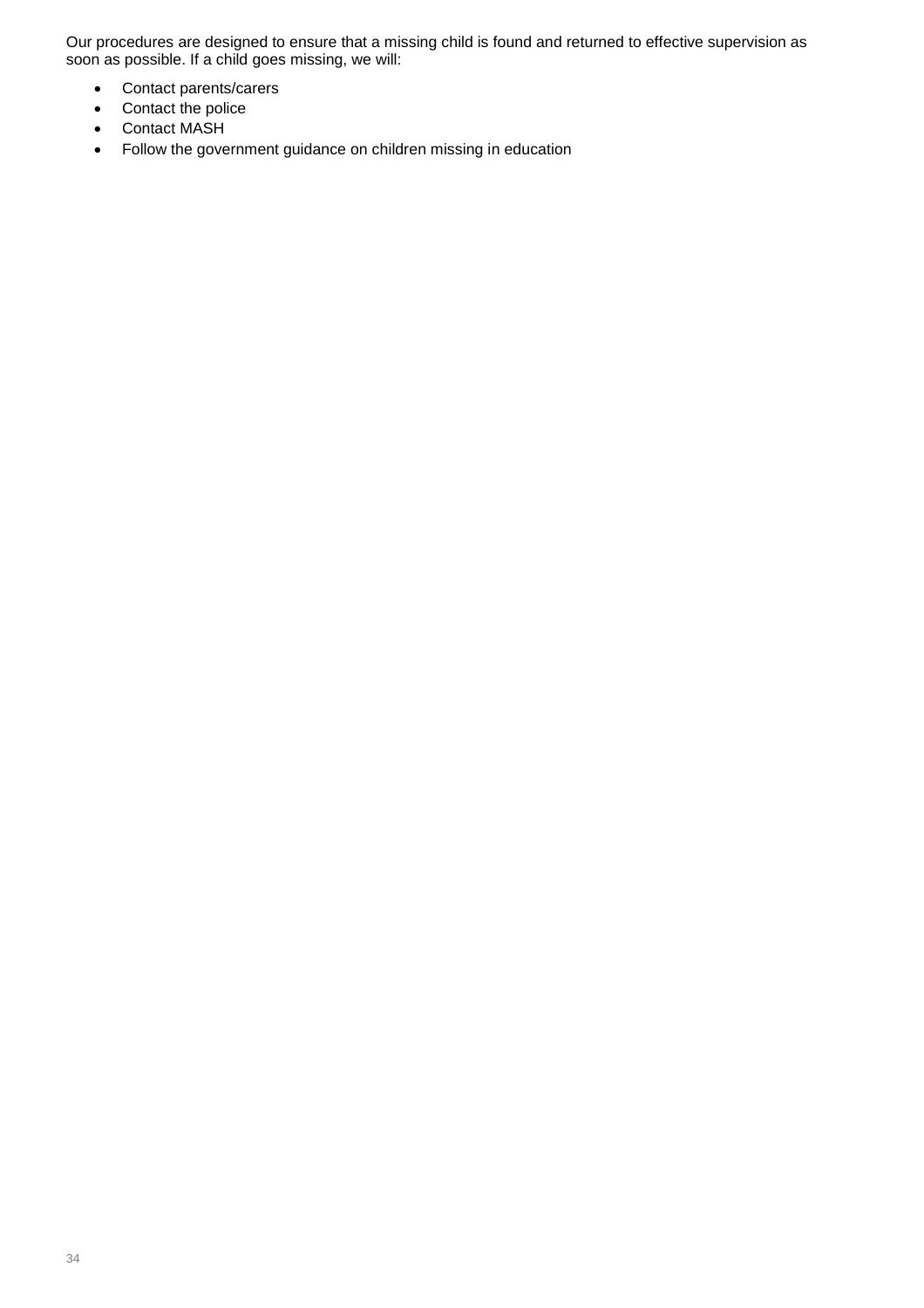Our procedures are designed to ensure that a missing child is found and returned to effective supervision as soon as possible. If a child goes missing, we will:

- Contact parents/carers
- Contact the police
- Contact MASH
- Follow the government guidance on children missing in education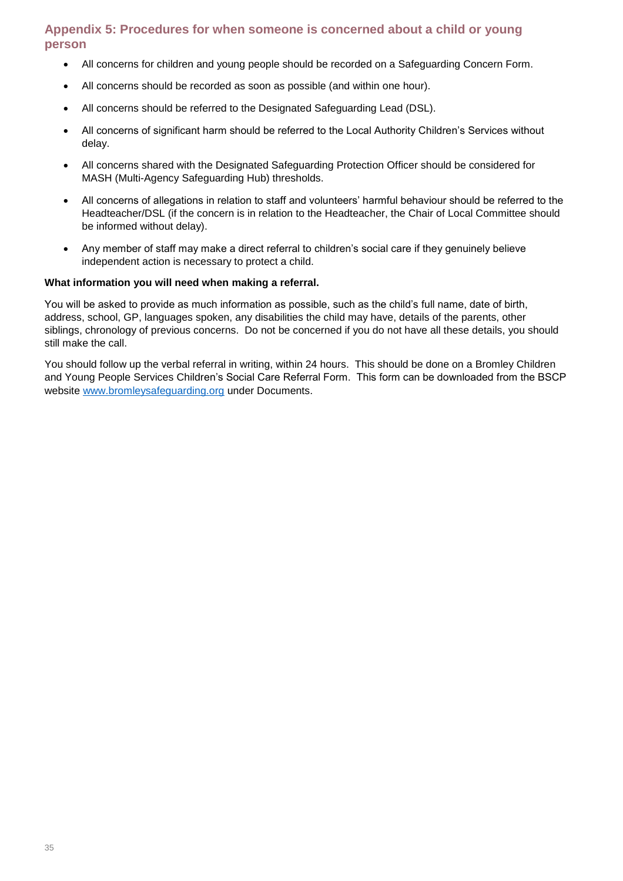## Appendix 5: Procedures for when someone is concerned about a child or young person

- All concerns for children and young people should be recorded on a Safeguarding Concern Form.
- All concerns should be recorded as soon as possible (and within one hour).
- All concerns should be referred to the Designated Safeguarding Lead (DSL).
- All concerns of significant harm should be referred to the Local Authority Children's Services without delay.
- All concerns shared with the Designated Safeguarding Protection Officer should be considered for MASH (Multi-Agency Safeguarding Hub) thresholds.
- All concerns of allegations in relation to staff and volunteers' harmful behaviour should be referred to the Headteacher/DSL (if the concern is in relation to the Headteacher, the Chair of Local Committee should be informed without delay).
- Any member of staff may make a direct referral to children's social care if they genuinely believe independent action is necessary to protect a child.

**What information you will need when making a referral.**

You will be asked to provide as much information as possible, such as the child's full name, date of birth, address, school, GP, languages spoken, any disabilities the child may have, details of the parents, other siblings, chronology of previous concerns. Do not be concerned if you do not have all these details, you should still make the call.

You should follow up the verbal referral in writing, within 24 hours. This should be done on a Bromley Children and Young People Services Children's Social Care Referral Form. This form can be downloaded from the BSCP website [www.bromleysafeguarding.org](http://www.bromleysafeguarding.org) under Documents.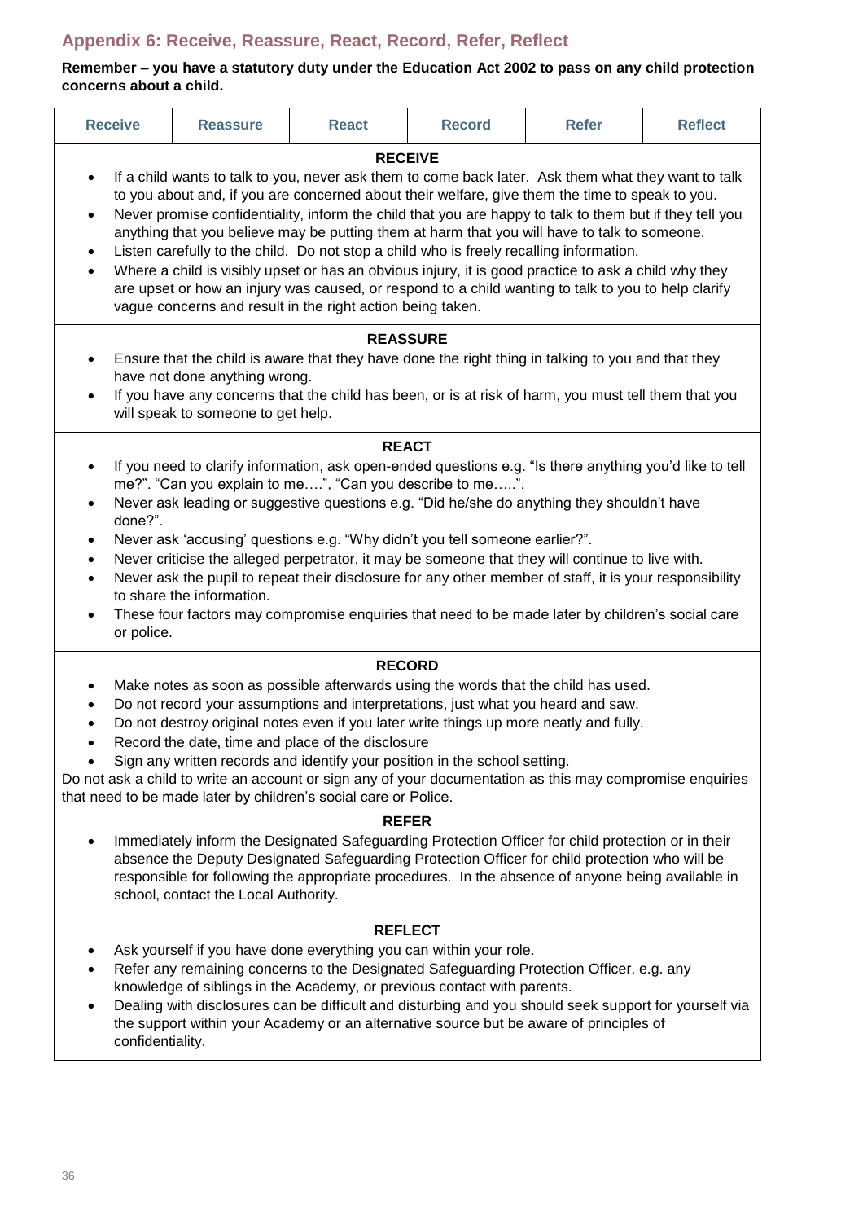## Appendix 6: Receive, Reassure, React, Record, Refer, Reflect

**Remember – you have a statutory duty under the Education Act 2002 to pass on any child protection concerns about a child.**

| Receive | Reassure | React | Record | Refer | Reflect |
| --- | --- | --- | --- | --- | --- |

**RECEIVE**

- If a child wants to talk to you, never ask them to come back later. Ask them what they want to talk to you about and, if you are concerned about their welfare, give them the time to speak to you.
- Never promise confidentiality, inform the child that you are happy to talk to them but if they tell you anything that you believe may be putting them at harm that you will have to talk to someone.
- Listen carefully to the child. Do not stop a child who is freely recalling information.
- Where a child is visibly upset or has an obvious injury, it is good practice to ask a child why they are upset or how an injury was caused, or respond to a child wanting to talk to you to help clarify vague concerns and result in the right action being taken.

**REASSURE**

- Ensure that the child is aware that they have done the right thing in talking to you and that they have not done anything wrong.
- If you have any concerns that the child has been, or is at risk of harm, you must tell them that you will speak to someone to get help.

**REACT**

- If you need to clarify information, ask open-ended questions e.g. "Is there anything you'd like to tell me?". "Can you explain to me….", "Can you describe to me…..".
- Never ask leading or suggestive questions e.g. "Did he/she do anything they shouldn't have done?".
- Never ask 'accusing' questions e.g. "Why didn't you tell someone earlier?".
- Never criticise the alleged perpetrator, it may be someone that they will continue to live with.
- Never ask the pupil to repeat their disclosure for any other member of staff, it is your responsibility to share the information.
- These four factors may compromise enquiries that need to be made later by children's social care or police.

**RECORD**

- Make notes as soon as possible afterwards using the words that the child has used.
- Do not record your assumptions and interpretations, just what you heard and saw.
- Do not destroy original notes even if you later write things up more neatly and fully.
- Record the date, time and place of the disclosure
- Sign any written records and identify your position in the school setting.

Do not ask a child to write an account or sign any of your documentation as this may compromise enquiries that need to be made later by children's social care or Police.

**REFER**

- Immediately inform the Designated Safeguarding Protection Officer for child protection or in their absence the Deputy Designated Safeguarding Protection Officer for child protection who will be responsible for following the appropriate procedures. In the absence of anyone being available in school, contact the Local Authority.

**REFLECT**

- Ask yourself if you have done everything you can within your role.
- Refer any remaining concerns to the Designated Safeguarding Protection Officer, e.g. any knowledge of siblings in the Academy, or previous contact with parents.
- Dealing with disclosures can be difficult and disturbing and you should seek support for yourself via the support within your Academy or an alternative source but be aware of principles of confidentiality.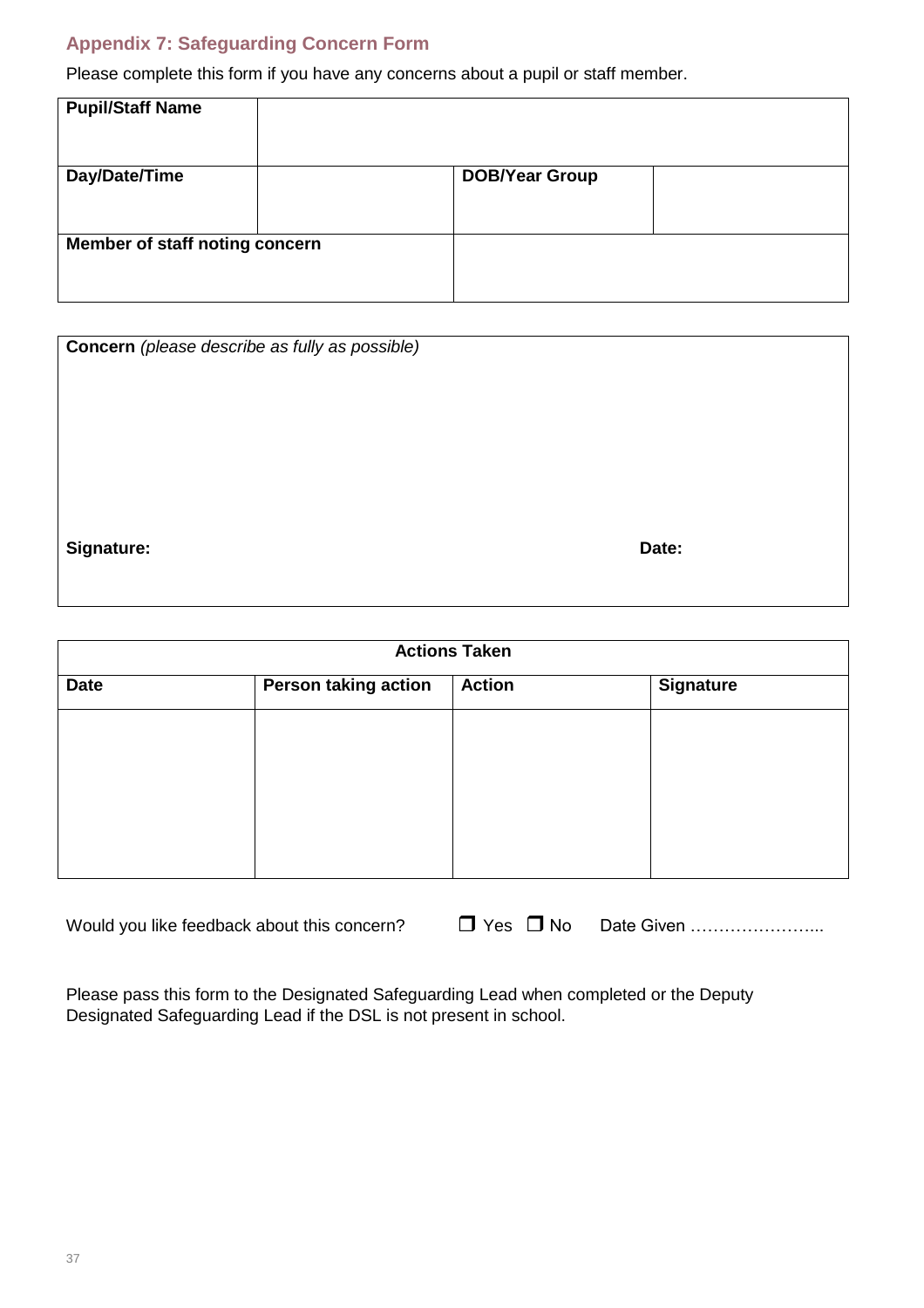## Appendix 7: Safeguarding Concern Form

Please complete this form if you have any concerns about a pupil or staff member.

| **Pupil/Staff Name** | | | |
|---|---|---|---|
| **Day/Date/Time** | | **DOB/Year Group** | |
| **Member of staff noting concern** | | | |

| **Concern** *(please describe as fully as possible)* | |
|---|---|
| | |
| **Signature:** | **Date:** |

| **Actions Taken** | | | |
|---|---|---|---|
| **Date** | **Person taking action** | **Action** | **Signature** |
| | | | |

Would you like feedback about this concern? ❒ Yes ❒ No Date Given …………………...

Please pass this form to the Designated Safeguarding Lead when completed or the Deputy Designated Safeguarding Lead if the DSL is not present in school.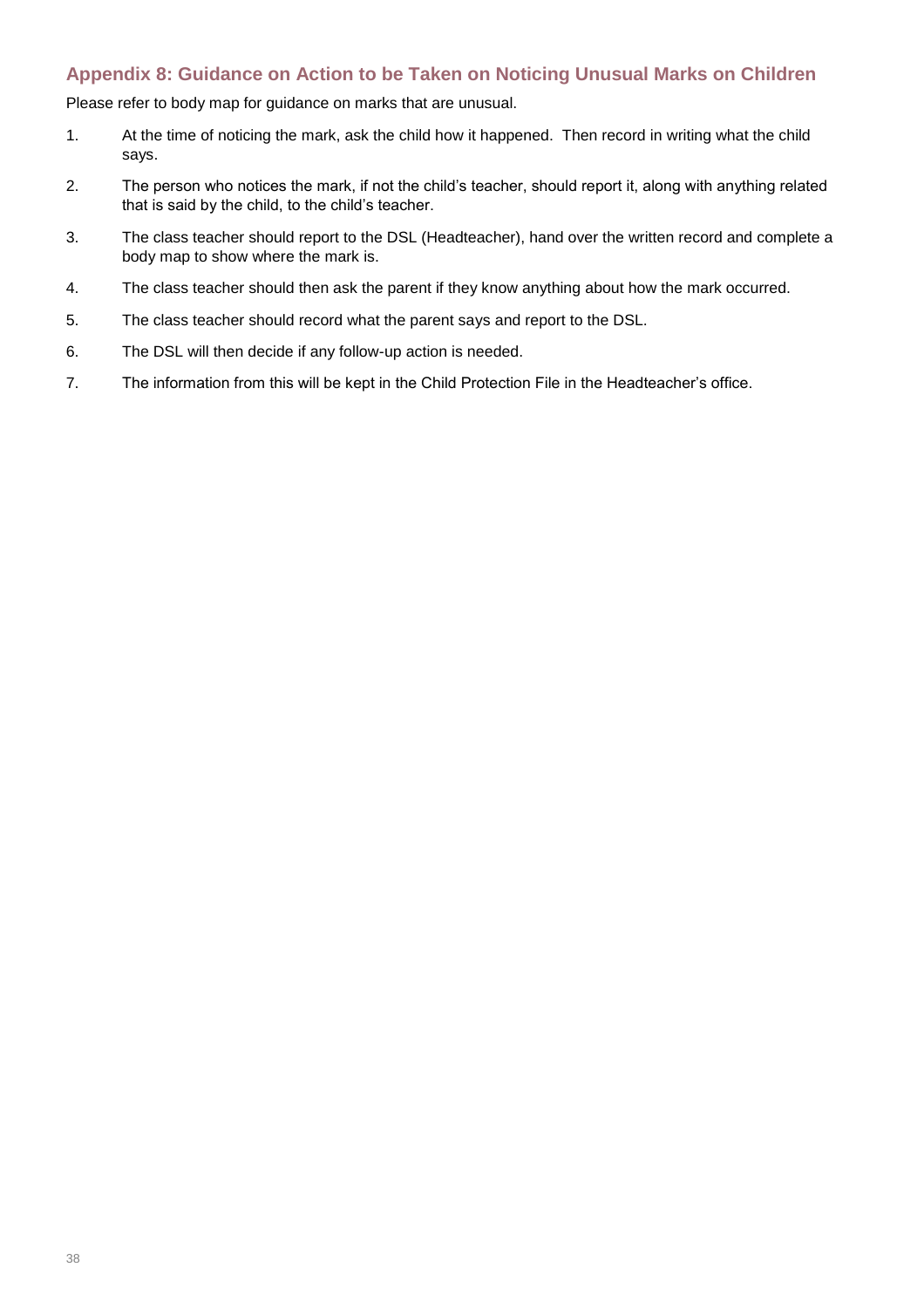## Appendix 8: Guidance on Action to be Taken on Noticing Unusual Marks on Children

Please refer to body map for guidance on marks that are unusual.

1. At the time of noticing the mark, ask the child how it happened. Then record in writing what the child says.
2. The person who notices the mark, if not the child's teacher, should report it, along with anything related that is said by the child, to the child's teacher.
3. The class teacher should report to the DSL (Headteacher), hand over the written record and complete a body map to show where the mark is.
4. The class teacher should then ask the parent if they know anything about how the mark occurred.
5. The class teacher should record what the parent says and report to the DSL.
6. The DSL will then decide if any follow-up action is needed.
7. The information from this will be kept in the Child Protection File in the Headteacher's office.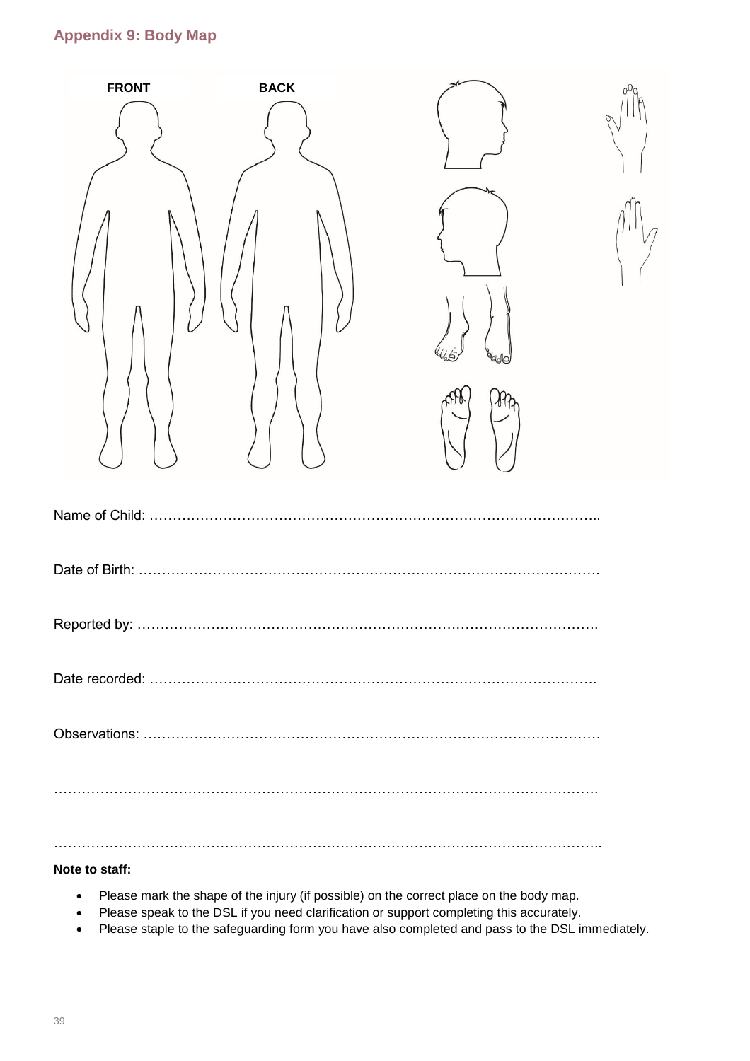## Appendix 9: Body Map

FRONT

BACK

Name of Child: ……………………………………………………………………………………..

Date of Birth: ………………………………………………………………………………………

Reported by: ………………………………………………………………………………………

Date recorded: ……………………………………………………………………………………

Observations: ………………………………………………………………………………………

……………………………………………………………………………………………………………

……………………………………………………………………………………………………………..

**Note to staff:**

- Please mark the shape of the injury (if possible) on the correct place on the body map.
- Please speak to the DSL if you need clarification or support completing this accurately.
- Please staple to the safeguarding form you have also completed and pass to the DSL immediately.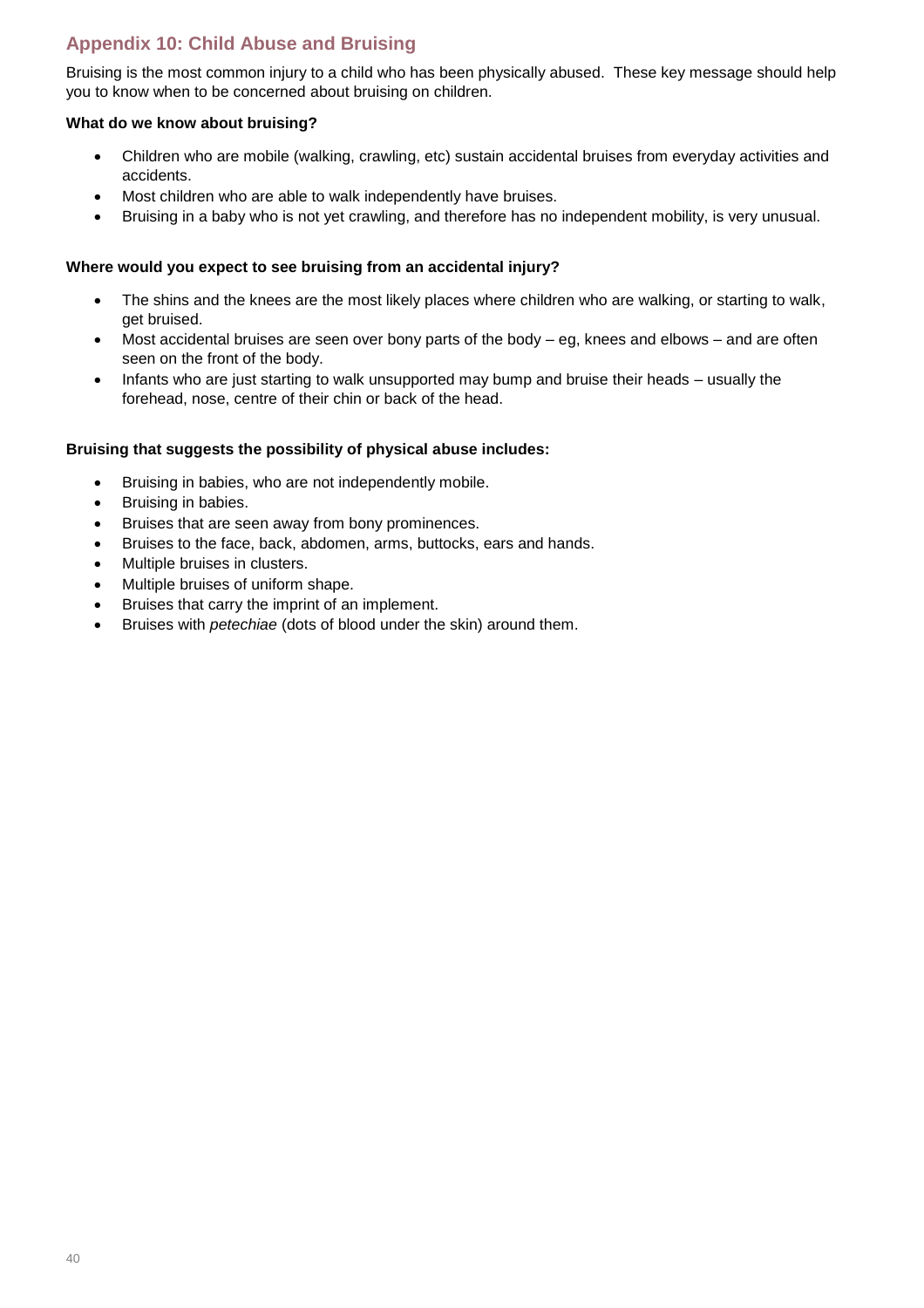## Appendix 10: Child Abuse and Bruising

Bruising is the most common injury to a child who has been physically abused. These key message should help you to know when to be concerned about bruising on children.

**What do we know about bruising?**

- Children who are mobile (walking, crawling, etc) sustain accidental bruises from everyday activities and accidents.
- Most children who are able to walk independently have bruises.
- Bruising in a baby who is not yet crawling, and therefore has no independent mobility, is very unusual.

**Where would you expect to see bruising from an accidental injury?**

- The shins and the knees are the most likely places where children who are walking, or starting to walk, get bruised.
- Most accidental bruises are seen over bony parts of the body – eg, knees and elbows – and are often seen on the front of the body.
- Infants who are just starting to walk unsupported may bump and bruise their heads – usually the forehead, nose, centre of their chin or back of the head.

**Bruising that suggests the possibility of physical abuse includes:**

- Bruising in babies, who are not independently mobile.
- Bruising in babies.
- Bruises that are seen away from bony prominences.
- Bruises to the face, back, abdomen, arms, buttocks, ears and hands.
- Multiple bruises in clusters.
- Multiple bruises of uniform shape.
- Bruises that carry the imprint of an implement.
- Bruises with *petechiae* (dots of blood under the skin) around them.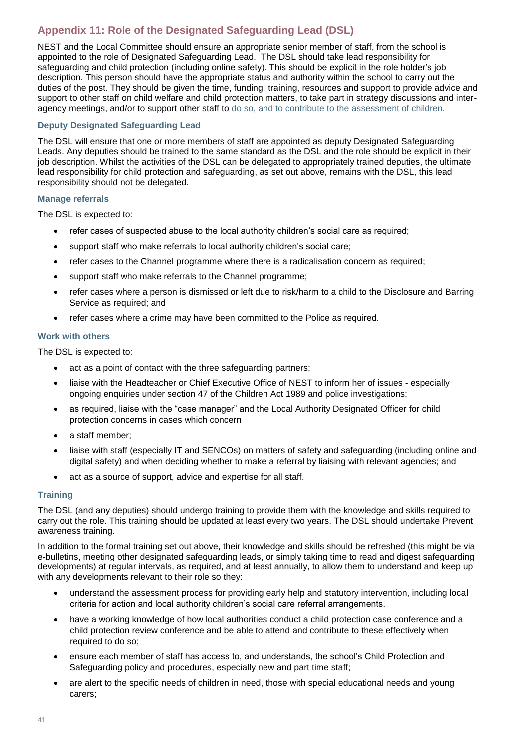## Appendix 11: Role of the Designated Safeguarding Lead (DSL)

NEST and the Local Committee should ensure an appropriate senior member of staff, from the school is appointed to the role of Designated Safeguarding Lead. The DSL should take lead responsibility for safeguarding and child protection (including online safety). This should be explicit in the role holder's job description. This person should have the appropriate status and authority within the school to carry out the duties of the post. They should be given the time, funding, training, resources and support to provide advice and support to other staff on child welfare and child protection matters, to take part in strategy discussions and inter-agency meetings, and/or to support other staff to do so, and to contribute to the assessment of children.

### Deputy Designated Safeguarding Lead

The DSL will ensure that one or more members of staff are appointed as deputy Designated Safeguarding Leads. Any deputies should be trained to the same standard as the DSL and the role should be explicit in their job description. Whilst the activities of the DSL can be delegated to appropriately trained deputies, the ultimate lead responsibility for child protection and safeguarding, as set out above, remains with the DSL, this lead responsibility should not be delegated.

### Manage referrals

The DSL is expected to:

- refer cases of suspected abuse to the local authority children's social care as required;
- support staff who make referrals to local authority children's social care;
- refer cases to the Channel programme where there is a radicalisation concern as required;
- support staff who make referrals to the Channel programme;
- refer cases where a person is dismissed or left due to risk/harm to a child to the Disclosure and Barring Service as required; and
- refer cases where a crime may have been committed to the Police as required.

### Work with others

The DSL is expected to:

- act as a point of contact with the three safeguarding partners;
- liaise with the Headteacher or Chief Executive Office of NEST to inform her of issues - especially ongoing enquiries under section 47 of the Children Act 1989 and police investigations;
- as required, liaise with the "case manager" and the Local Authority Designated Officer for child protection concerns in cases which concern
- a staff member;
- liaise with staff (especially IT and SENCOs) on matters of safety and safeguarding (including online and digital safety) and when deciding whether to make a referral by liaising with relevant agencies; and
- act as a source of support, advice and expertise for all staff.

### Training

The DSL (and any deputies) should undergo training to provide them with the knowledge and skills required to carry out the role. This training should be updated at least every two years. The DSL should undertake Prevent awareness training.

In addition to the formal training set out above, their knowledge and skills should be refreshed (this might be via e-bulletins, meeting other designated safeguarding leads, or simply taking time to read and digest safeguarding developments) at regular intervals, as required, and at least annually, to allow them to understand and keep up with any developments relevant to their role so they:

- understand the assessment process for providing early help and statutory intervention, including local criteria for action and local authority children's social care referral arrangements.
- have a working knowledge of how local authorities conduct a child protection case conference and a child protection review conference and be able to attend and contribute to these effectively when required to do so;
- ensure each member of staff has access to, and understands, the school's Child Protection and Safeguarding policy and procedures, especially new and part time staff;
- are alert to the specific needs of children in need, those with special educational needs and young carers;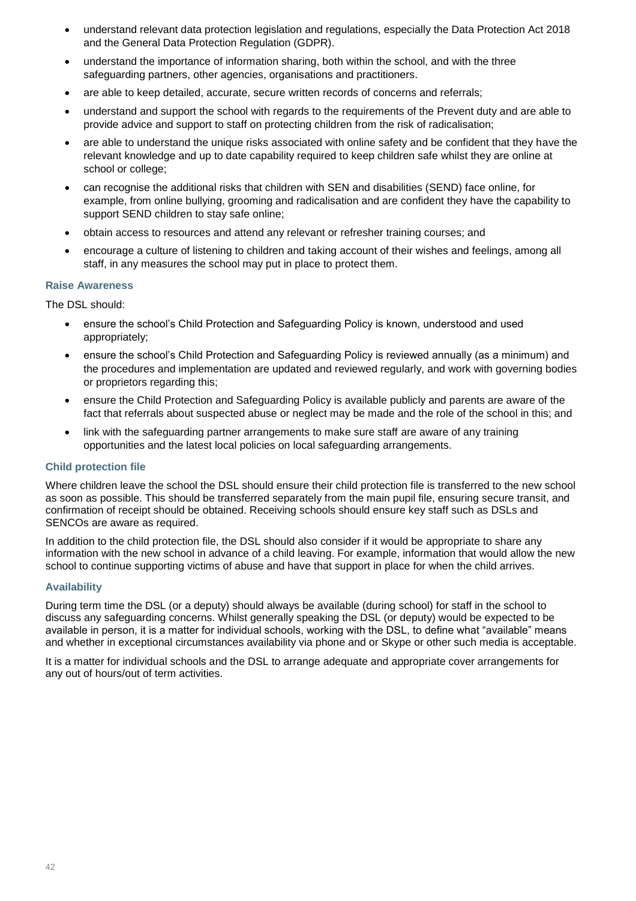- understand relevant data protection legislation and regulations, especially the Data Protection Act 2018 and the General Data Protection Regulation (GDPR).
- understand the importance of information sharing, both within the school, and with the three safeguarding partners, other agencies, organisations and practitioners.
- are able to keep detailed, accurate, secure written records of concerns and referrals;
- understand and support the school with regards to the requirements of the Prevent duty and are able to provide advice and support to staff on protecting children from the risk of radicalisation;
- are able to understand the unique risks associated with online safety and be confident that they have the relevant knowledge and up to date capability required to keep children safe whilst they are online at school or college;
- can recognise the additional risks that children with SEN and disabilities (SEND) face online, for example, from online bullying, grooming and radicalisation and are confident they have the capability to support SEND children to stay safe online;
- obtain access to resources and attend any relevant or refresher training courses; and
- encourage a culture of listening to children and taking account of their wishes and feelings, among all staff, in any measures the school may put in place to protect them.

#### Raise Awareness

The DSL should:

- ensure the school's Child Protection and Safeguarding Policy is known, understood and used appropriately;
- ensure the school's Child Protection and Safeguarding Policy is reviewed annually (as a minimum) and the procedures and implementation are updated and reviewed regularly, and work with governing bodies or proprietors regarding this;
- ensure the Child Protection and Safeguarding Policy is available publicly and parents are aware of the fact that referrals about suspected abuse or neglect may be made and the role of the school in this; and
- link with the safeguarding partner arrangements to make sure staff are aware of any training opportunities and the latest local policies on local safeguarding arrangements.

#### Child protection file

Where children leave the school the DSL should ensure their child protection file is transferred to the new school as soon as possible. This should be transferred separately from the main pupil file, ensuring secure transit, and confirmation of receipt should be obtained. Receiving schools should ensure key staff such as DSLs and SENCOs are aware as required.

In addition to the child protection file, the DSL should also consider if it would be appropriate to share any information with the new school in advance of a child leaving. For example, information that would allow the new school to continue supporting victims of abuse and have that support in place for when the child arrives.

#### Availability

During term time the DSL (or a deputy) should always be available (during school) for staff in the school to discuss any safeguarding concerns. Whilst generally speaking the DSL (or deputy) would be expected to be available in person, it is a matter for individual schools, working with the DSL, to define what "available" means and whether in exceptional circumstances availability via phone and or Skype or other such media is acceptable.

It is a matter for individual schools and the DSL to arrange adequate and appropriate cover arrangements for any out of hours/out of term activities.